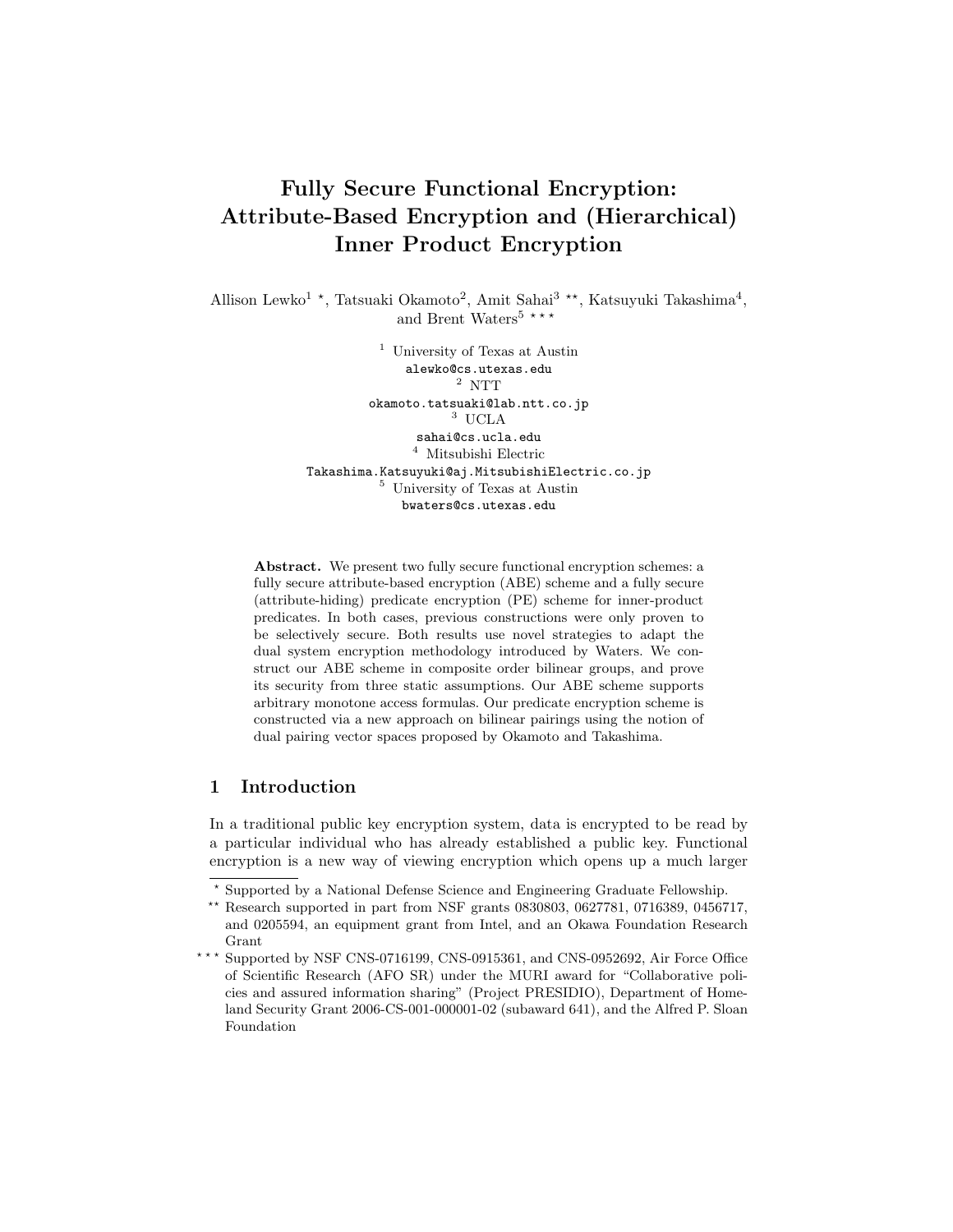# Fully Secure Functional Encryption: Attribute-Based Encryption and (Hierarchical) Inner Product Encryption

Allison Lewko[1] *, Tatsuaki Okamoto[2], Amit Sahai[3] **, Katsuyuki Takashima[4], and Brent Waters[5] ***

[1] University of Texas at Austin
alewko@cs.utexas.edu

[2] NTT
okamoto.tatsuaki@lab.ntt.co.jp

[3] UCLA
sahai@cs.ucla.edu

[4] Mitsubishi Electric
Takashima.Katsuyuki@aj.MitsubishiElectric.co.jp

[5] University of Texas at Austin
bwaters@cs.utexas.edu

**Abstract.** We present two fully secure functional encryption schemes: a fully secure attribute-based encryption (ABE) scheme and a fully secure (attribute-hiding) predicate encryption (PE) scheme for inner-product predicates. In both cases, previous constructions were only proven to be selectively secure. Both results use novel strategies to adapt the dual system encryption methodology introduced by Waters. We construct our ABE scheme in composite order bilinear groups, and prove its security from three static assumptions. Our ABE scheme supports arbitrary monotone access formulas. Our predicate encryption scheme is constructed via a new approach on bilinear pairings using the notion of dual pairing vector spaces proposed by Okamoto and Takashima.

## 1 Introduction

In a traditional public key encryption system, data is encrypted to be read by a particular individual who has already established a public key. Functional encryption is a new way of viewing encryption which opens up a much larger

---

* Supported by a National Defense Science and Engineering Graduate Fellowship.

** Research supported in part from NSF grants 0830803, 0627781, 0716389, 0456717, and 0205594, an equipment grant from Intel, and an Okawa Foundation Research Grant

*** Supported by NSF CNS-0716199, CNS-0915361, and CNS-0952692, Air Force Office of Scientific Research (AFO SR) under the MURI award for "Collaborative policies and assured information sharing" (Project PRESIDIO), Department of Homeland Security Grant 2006-CS-001-000001-02 (subaward 641), and the Alfred P. Sloan Foundation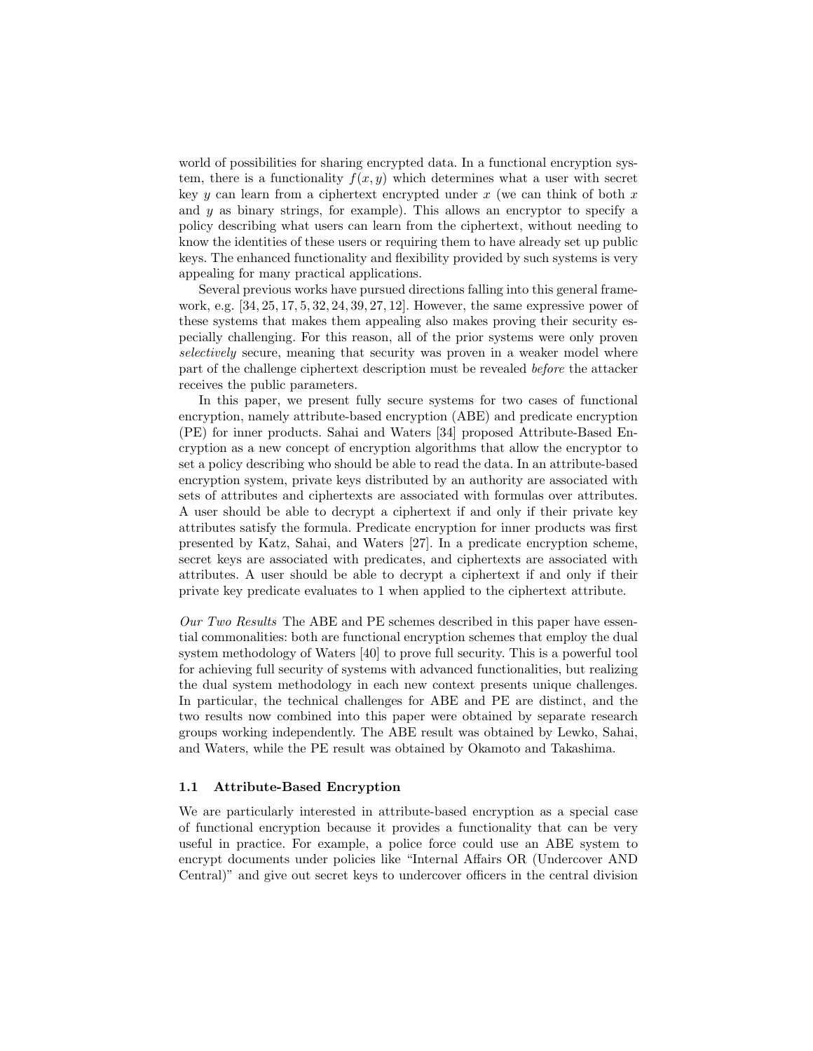world of possibilities for sharing encrypted data. In a functional encryption system, there is a functionality $f(x, y)$ which determines what a user with secret key $y$ can learn from a ciphertext encrypted under $x$ (we can think of both $x$ and $y$ as binary strings, for example). This allows an encryptor to specify a policy describing what users can learn from the ciphertext, without needing to know the identities of these users or requiring them to have already set up public keys. The enhanced functionality and flexibility provided by such systems is very appealing for many practical applications.

Several previous works have pursued directions falling into this general framework, e.g. [34, 25, 17, 5, 32, 24, 39, 27, 12]. However, the same expressive power of these systems that makes them appealing also makes proving their security especially challenging. For this reason, all of the prior systems were only proven *selectively* secure, meaning that security was proven in a weaker model where part of the challenge ciphertext description must be revealed *before* the attacker receives the public parameters.

In this paper, we present fully secure systems for two cases of functional encryption, namely attribute-based encryption (ABE) and predicate encryption (PE) for inner products. Sahai and Waters [34] proposed Attribute-Based Encryption as a new concept of encryption algorithms that allow the encryptor to set a policy describing who should be able to read the data. In an attribute-based encryption system, private keys distributed by an authority are associated with sets of attributes and ciphertexts are associated with formulas over attributes. A user should be able to decrypt a ciphertext if and only if their private key attributes satisfy the formula. Predicate encryption for inner products was first presented by Katz, Sahai, and Waters [27]. In a predicate encryption scheme, secret keys are associated with predicates, and ciphertexts are associated with attributes. A user should be able to decrypt a ciphertext if and only if their private key predicate evaluates to 1 when applied to the ciphertext attribute.

*Our Two Results* The ABE and PE schemes described in this paper have essential commonalities: both are functional encryption schemes that employ the dual system methodology of Waters [40] to prove full security. This is a powerful tool for achieving full security of systems with advanced functionalities, but realizing the dual system methodology in each new context presents unique challenges. In particular, the technical challenges for ABE and PE are distinct, and the two results now combined into this paper were obtained by separate research groups working independently. The ABE result was obtained by Lewko, Sahai, and Waters, while the PE result was obtained by Okamoto and Takashima.

### 1.1 Attribute-Based Encryption

We are particularly interested in attribute-based encryption as a special case of functional encryption because it provides a functionality that can be very useful in practice. For example, a police force could use an ABE system to encrypt documents under policies like "Internal Affairs OR (Undercover AND Central)" and give out secret keys to undercover officers in the central division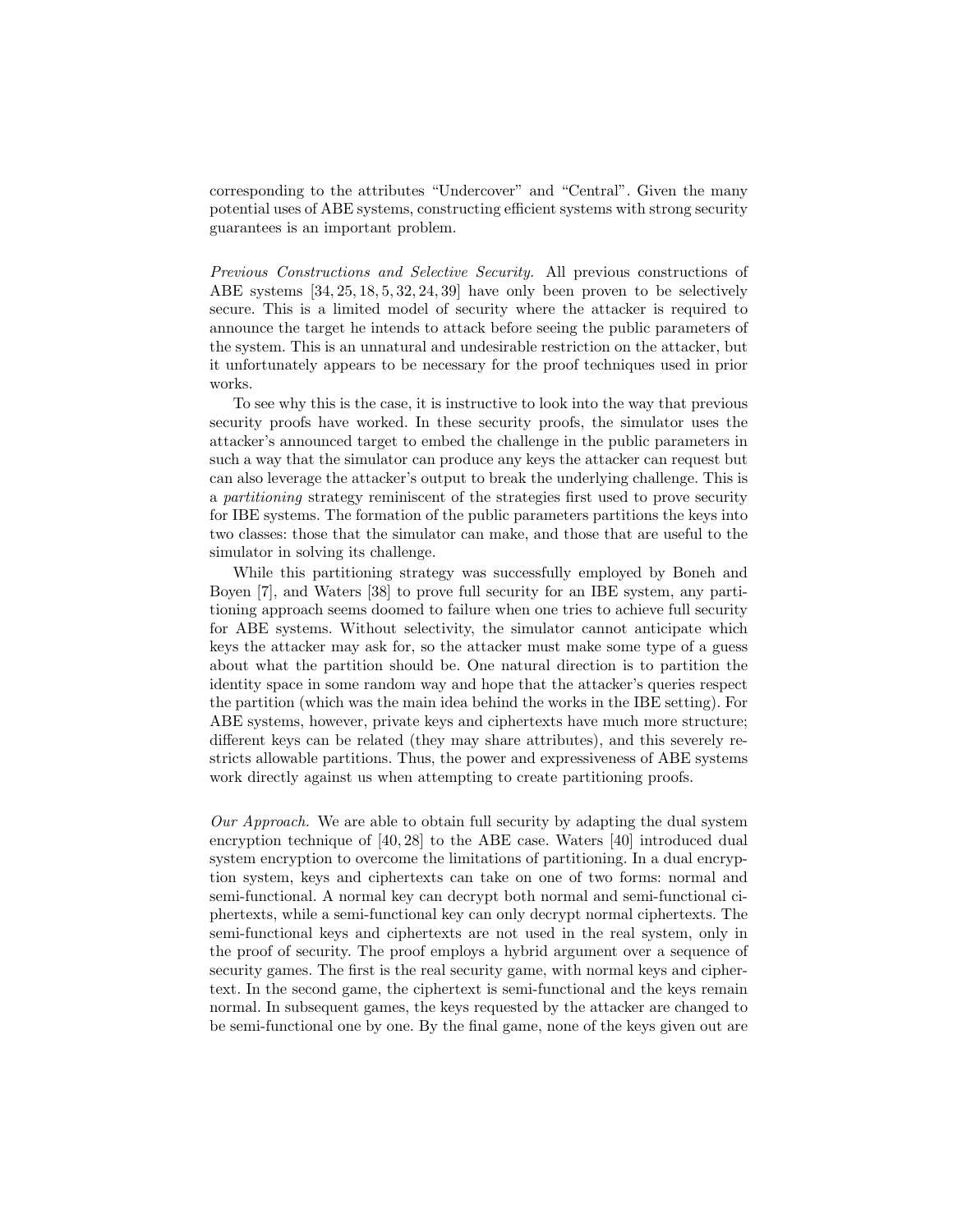corresponding to the attributes "Undercover" and "Central". Given the many potential uses of ABE systems, constructing efficient systems with strong security guarantees is an important problem.

*Previous Constructions and Selective Security.* All previous constructions of ABE systems [34, 25, 18, 5, 32, 24, 39] have only been proven to be selectively secure. This is a limited model of security where the attacker is required to announce the target he intends to attack before seeing the public parameters of the system. This is an unnatural and undesirable restriction on the attacker, but it unfortunately appears to be necessary for the proof techniques used in prior works.

To see why this is the case, it is instructive to look into the way that previous security proofs have worked. In these security proofs, the simulator uses the attacker's announced target to embed the challenge in the public parameters in such a way that the simulator can produce any keys the attacker can request but can also leverage the attacker's output to break the underlying challenge. This is a *partitioning* strategy reminiscent of the strategies first used to prove security for IBE systems. The formation of the public parameters partitions the keys into two classes: those that the simulator can make, and those that are useful to the simulator in solving its challenge.

While this partitioning strategy was successfully employed by Boneh and Boyen [7], and Waters [38] to prove full security for an IBE system, any partitioning approach seems doomed to failure when one tries to achieve full security for ABE systems. Without selectivity, the simulator cannot anticipate which keys the attacker may ask for, so the attacker must make some type of a guess about what the partition should be. One natural direction is to partition the identity space in some random way and hope that the attacker's queries respect the partition (which was the main idea behind the works in the IBE setting). For ABE systems, however, private keys and ciphertexts have much more structure; different keys can be related (they may share attributes), and this severely restricts allowable partitions. Thus, the power and expressiveness of ABE systems work directly against us when attempting to create partitioning proofs.

*Our Approach.* We are able to obtain full security by adapting the dual system encryption technique of [40, 28] to the ABE case. Waters [40] introduced dual system encryption to overcome the limitations of partitioning. In a dual encryption system, keys and ciphertexts can take on one of two forms: normal and semi-functional. A normal key can decrypt both normal and semi-functional ciphertexts, while a semi-functional key can only decrypt normal ciphertexts. The semi-functional keys and ciphertexts are not used in the real system, only in the proof of security. The proof employs a hybrid argument over a sequence of security games. The first is the real security game, with normal keys and ciphertext. In the second game, the ciphertext is semi-functional and the keys remain normal. In subsequent games, the keys requested by the attacker are changed to be semi-functional one by one. By the final game, none of the keys given out are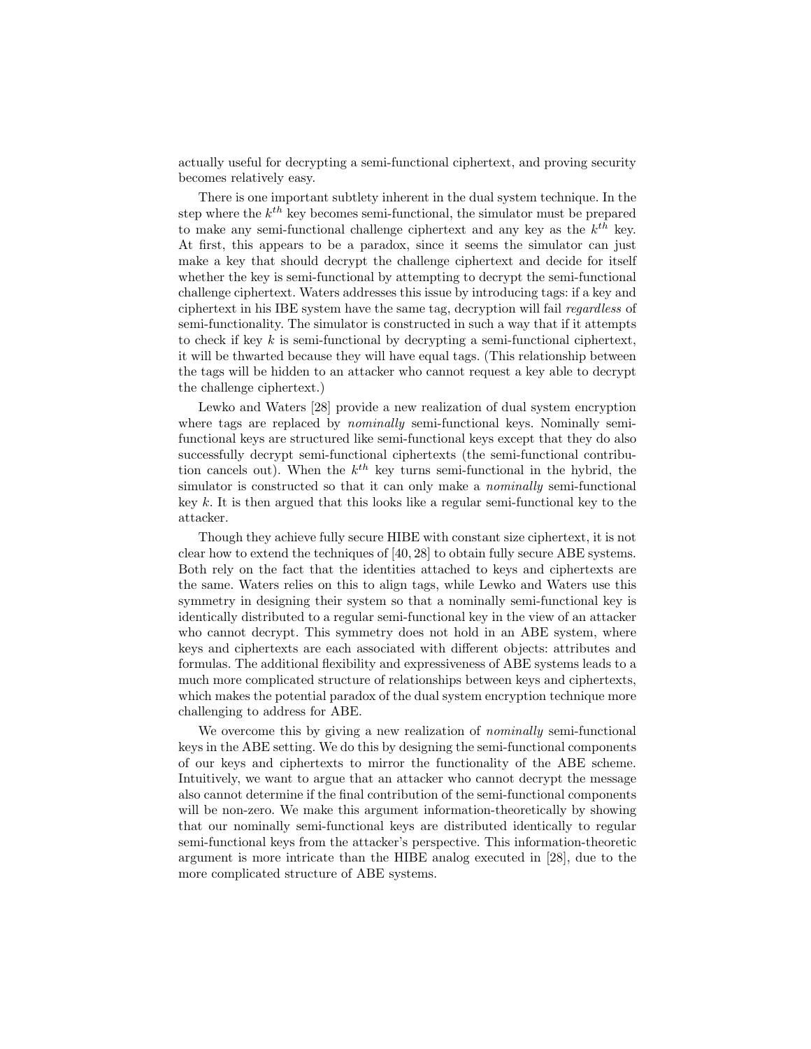actually useful for decrypting a semi-functional ciphertext, and proving security becomes relatively easy.

There is one important subtlety inherent in the dual system technique. In the step where the $k^{th}$ key becomes semi-functional, the simulator must be prepared to make any semi-functional challenge ciphertext and any key as the $k^{th}$ key. At first, this appears to be a paradox, since it seems the simulator can just make a key that should decrypt the challenge ciphertext and decide for itself whether the key is semi-functional by attempting to decrypt the semi-functional challenge ciphertext. Waters addresses this issue by introducing tags: if a key and ciphertext in his IBE system have the same tag, decryption will fail *regardless* of semi-functionality. The simulator is constructed in such a way that if it attempts to check if key $k$ is semi-functional by decrypting a semi-functional ciphertext, it will be thwarted because they will have equal tags. (This relationship between the tags will be hidden to an attacker who cannot request a key able to decrypt the challenge ciphertext.)

Lewko and Waters [28] provide a new realization of dual system encryption where tags are replaced by *nominally* semi-functional keys. Nominally semi-functional keys are structured like semi-functional keys except that they do also successfully decrypt semi-functional ciphertexts (the semi-functional contribution cancels out). When the $k^{th}$ key turns semi-functional in the hybrid, the simulator is constructed so that it can only make a *nominally* semi-functional key $k$. It is then argued that this looks like a regular semi-functional key to the attacker.

Though they achieve fully secure HIBE with constant size ciphertext, it is not clear how to extend the techniques of [40, 28] to obtain fully secure ABE systems. Both rely on the fact that the identities attached to keys and ciphertexts are the same. Waters relies on this to align tags, while Lewko and Waters use this symmetry in designing their system so that a nominally semi-functional key is identically distributed to a regular semi-functional key in the view of an attacker who cannot decrypt. This symmetry does not hold in an ABE system, where keys and ciphertexts are each associated with different objects: attributes and formulas. The additional flexibility and expressiveness of ABE systems leads to a much more complicated structure of relationships between keys and ciphertexts, which makes the potential paradox of the dual system encryption technique more challenging to address for ABE.

We overcome this by giving a new realization of *nominally* semi-functional keys in the ABE setting. We do this by designing the semi-functional components of our keys and ciphertexts to mirror the functionality of the ABE scheme. Intuitively, we want to argue that an attacker who cannot decrypt the message also cannot determine if the final contribution of the semi-functional components will be non-zero. We make this argument information-theoretically by showing that our nominally semi-functional keys are distributed identically to regular semi-functional keys from the attacker's perspective. This information-theoretic argument is more intricate than the HIBE analog executed in [28], due to the more complicated structure of ABE systems.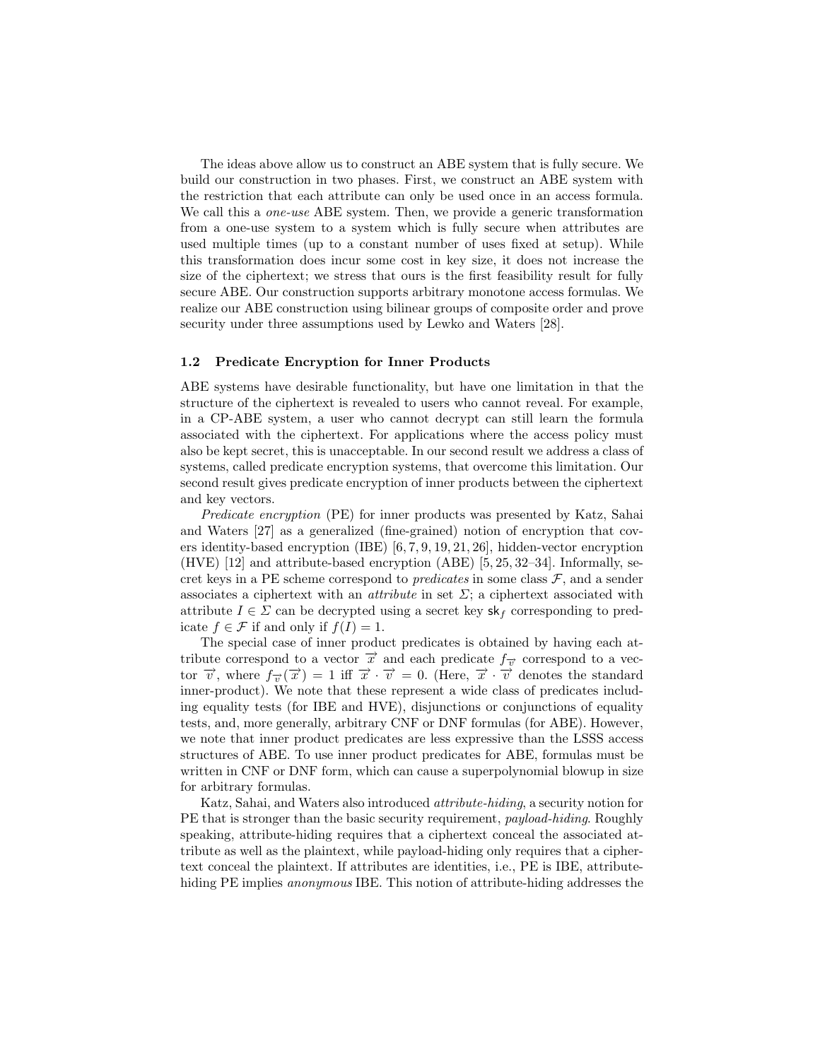The ideas above allow us to construct an ABE system that is fully secure. We build our construction in two phases. First, we construct an ABE system with the restriction that each attribute can only be used once in an access formula. We call this a *one-use* ABE system. Then, we provide a generic transformation from a one-use system to a system which is fully secure when attributes are used multiple times (up to a constant number of uses fixed at setup). While this transformation does incur some cost in key size, it does not increase the size of the ciphertext; we stress that ours is the first feasibility result for fully secure ABE. Our construction supports arbitrary monotone access formulas. We realize our ABE construction using bilinear groups of composite order and prove security under three assumptions used by Lewko and Waters [28].

### 1.2 Predicate Encryption for Inner Products

ABE systems have desirable functionality, but have one limitation in that the structure of the ciphertext is revealed to users who cannot reveal. For example, in a CP-ABE system, a user who cannot decrypt can still learn the formula associated with the ciphertext. For applications where the access policy must also be kept secret, this is unacceptable. In our second result we address a class of systems, called predicate encryption systems, that overcome this limitation. Our second result gives predicate encryption of inner products between the ciphertext and key vectors.

*Predicate encryption* (PE) for inner products was presented by Katz, Sahai and Waters [27] as a generalized (fine-grained) notion of encryption that covers identity-based encryption (IBE) [6, 7, 9, 19, 21, 26], hidden-vector encryption (HVE) [12] and attribute-based encryption (ABE) [5, 25, 32–34]. Informally, secret keys in a PE scheme correspond to *predicates* in some class $\mathcal{F}$, and a sender associates a ciphertext with an *attribute* in set $\Sigma$; a ciphertext associated with attribute $I \in \Sigma$ can be decrypted using a secret key $\mathsf{sk}_f$ corresponding to predicate $f \in \mathcal{F}$ if and only if $f(I) = 1$.

The special case of inner product predicates is obtained by having each attribute correspond to a vector $\overrightarrow{x}$ and each predicate $f_{\overrightarrow{v}}$ correspond to a vector $\overrightarrow{v}$, where $f_{\overrightarrow{v}}(\overrightarrow{x}) = 1$ iff $\overrightarrow{x} \cdot \overrightarrow{v} = 0$. (Here, $\overrightarrow{x} \cdot \overrightarrow{v}$ denotes the standard inner-product). We note that these represent a wide class of predicates including equality tests (for IBE and HVE), disjunctions or conjunctions of equality tests, and, more generally, arbitrary CNF or DNF formulas (for ABE). However, we note that inner product predicates are less expressive than the LSSS access structures of ABE. To use inner product predicates for ABE, formulas must be written in CNF or DNF form, which can cause a superpolynomial blowup in size for arbitrary formulas.

Katz, Sahai, and Waters also introduced *attribute-hiding*, a security notion for PE that is stronger than the basic security requirement, *payload-hiding*. Roughly speaking, attribute-hiding requires that a ciphertext conceal the associated attribute as well as the plaintext, while payload-hiding only requires that a ciphertext conceal the plaintext. If attributes are identities, i.e., PE is IBE, attribute-hiding PE implies *anonymous* IBE. This notion of attribute-hiding addresses the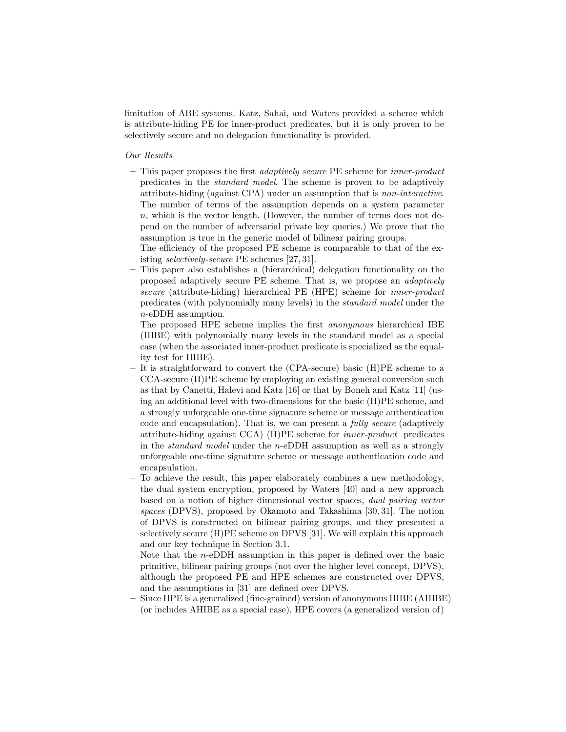limitation of ABE systems. Katz, Sahai, and Waters provided a scheme which is attribute-hiding PE for inner-product predicates, but it is only proven to be selectively secure and no delegation functionality is provided.

*Our Results*

- This paper proposes the first *adaptively secure* PE scheme for *inner-product* predicates in the *standard model*. The scheme is proven to be adaptively attribute-hiding (against CPA) under an assumption that is *non-interactive*. The number of terms of the assumption depends on a system parameter $n$, which is the vector length. (However, the number of terms does not depend on the number of adversarial private key queries.) We prove that the assumption is true in the generic model of bilinear pairing groups.
  The efficiency of the proposed PE scheme is comparable to that of the existing *selectively-secure* PE schemes [27, 31].
- This paper also establishes a (hierarchical) delegation functionality on the proposed adaptively secure PE scheme. That is, we propose an *adaptively secure* (attribute-hiding) hierarchical PE (HPE) scheme for *inner-product* predicates (with polynomially many levels) in the *standard model* under the $n$-eDDH assumption.
  The proposed HPE scheme implies the first *anonymous* hierarchical IBE (HIBE) with polynomially many levels in the standard model as a special case (when the associated inner-product predicate is specialized as the equality test for HIBE).
- It is straightforward to convert the (CPA-secure) basic (H)PE scheme to a CCA-secure (H)PE scheme by employing an existing general conversion such as that by Canetti, Halevi and Katz [16] or that by Boneh and Katz [11] (using an additional level with two-dimensions for the basic (H)PE scheme, and a strongly unforgeable one-time signature scheme or message authentication code and encapsulation). That is, we can present a *fully secure* (adaptively attribute-hiding against CCA) (H)PE scheme for *inner-product* predicates in the *standard model* under the $n$-eDDH assumption as well as a strongly unforgeable one-time signature scheme or message authentication code and encapsulation.
- To achieve the result, this paper elaborately combines a new methodology, the dual system encryption, proposed by Waters [40] and a new approach based on a notion of higher dimensional vector spaces, *dual pairing vector spaces* (DPVS), proposed by Okamoto and Takashima [30, 31]. The notion of DPVS is constructed on bilinear pairing groups, and they presented a selectively secure (H)PE scheme on DPVS [31]. We will explain this approach and our key technique in Section 3.1.
  Note that the $n$-eDDH assumption in this paper is defined over the basic primitive, bilinear pairing groups (not over the higher level concept, DPVS), although the proposed PE and HPE schemes are constructed over DPVS, and the assumptions in [31] are defined over DPVS.
- Since HPE is a generalized (fine-grained) version of anonymous HIBE (AHIBE) (or includes AHIBE as a special case), HPE covers (a generalized version of)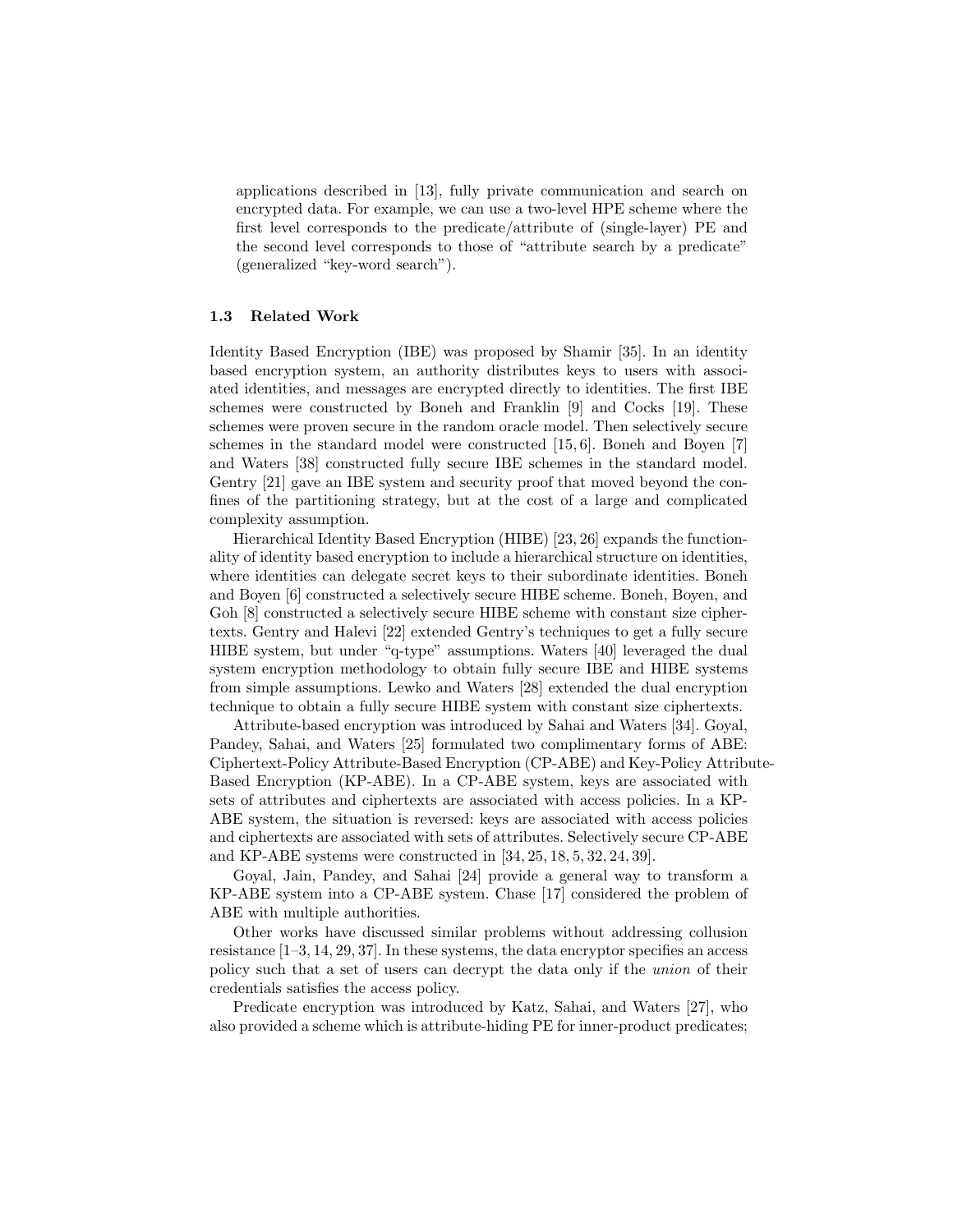applications described in [13], fully private communication and search on encrypted data. For example, we can use a two-level HPE scheme where the first level corresponds to the predicate/attribute of (single-layer) PE and the second level corresponds to those of "attribute search by a predicate" (generalized "key-word search").

### 1.3 Related Work

Identity Based Encryption (IBE) was proposed by Shamir [35]. In an identity based encryption system, an authority distributes keys to users with associated identities, and messages are encrypted directly to identities. The first IBE schemes were constructed by Boneh and Franklin [9] and Cocks [19]. These schemes were proven secure in the random oracle model. Then selectively secure schemes in the standard model were constructed [15, 6]. Boneh and Boyen [7] and Waters [38] constructed fully secure IBE schemes in the standard model. Gentry [21] gave an IBE system and security proof that moved beyond the confines of the partitioning strategy, but at the cost of a large and complicated complexity assumption.

Hierarchical Identity Based Encryption (HIBE) [23, 26] expands the functionality of identity based encryption to include a hierarchical structure on identities, where identities can delegate secret keys to their subordinate identities. Boneh and Boyen [6] constructed a selectively secure HIBE scheme. Boneh, Boyen, and Goh [8] constructed a selectively secure HIBE scheme with constant size ciphertexts. Gentry and Halevi [22] extended Gentry's techniques to get a fully secure HIBE system, but under "q-type" assumptions. Waters [40] leveraged the dual system encryption methodology to obtain fully secure IBE and HIBE systems from simple assumptions. Lewko and Waters [28] extended the dual encryption technique to obtain a fully secure HIBE system with constant size ciphertexts.

Attribute-based encryption was introduced by Sahai and Waters [34]. Goyal, Pandey, Sahai, and Waters [25] formulated two complimentary forms of ABE: Ciphertext-Policy Attribute-Based Encryption (CP-ABE) and Key-Policy Attribute-Based Encryption (KP-ABE). In a CP-ABE system, keys are associated with sets of attributes and ciphertexts are associated with access policies. In a KP-ABE system, the situation is reversed: keys are associated with access policies and ciphertexts are associated with sets of attributes. Selectively secure CP-ABE and KP-ABE systems were constructed in [34, 25, 18, 5, 32, 24, 39].

Goyal, Jain, Pandey, and Sahai [24] provide a general way to transform a KP-ABE system into a CP-ABE system. Chase [17] considered the problem of ABE with multiple authorities.

Other works have discussed similar problems without addressing collusion resistance [1–3, 14, 29, 37]. In these systems, the data encryptor specifies an access policy such that a set of users can decrypt the data only if the *union* of their credentials satisfies the access policy.

Predicate encryption was introduced by Katz, Sahai, and Waters [27], who also provided a scheme which is attribute-hiding PE for inner-product predicates;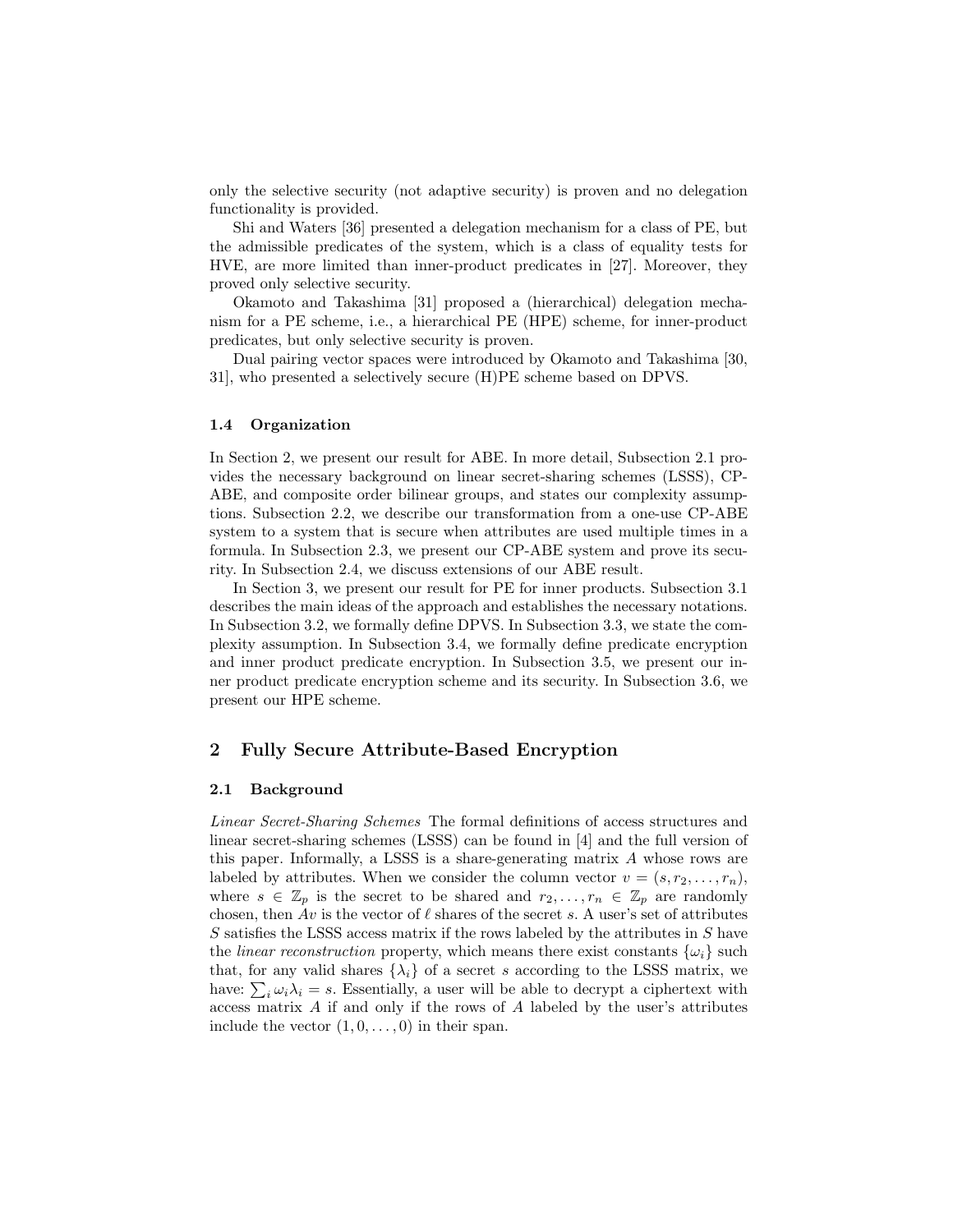only the selective security (not adaptive security) is proven and no delegation functionality is provided.

Shi and Waters [36] presented a delegation mechanism for a class of PE, but the admissible predicates of the system, which is a class of equality tests for HVE, are more limited than inner-product predicates in [27]. Moreover, they proved only selective security.

Okamoto and Takashima [31] proposed a (hierarchical) delegation mechanism for a PE scheme, i.e., a hierarchical PE (HPE) scheme, for inner-product predicates, but only selective security is proven.

Dual pairing vector spaces were introduced by Okamoto and Takashima [30, 31], who presented a selectively secure (H)PE scheme based on DPVS.

### 1.4 Organization

In Section 2, we present our result for ABE. In more detail, Subsection 2.1 provides the necessary background on linear secret-sharing schemes (LSSS), CP-ABE, and composite order bilinear groups, and states our complexity assumptions. Subsection 2.2, we describe our transformation from a one-use CP-ABE system to a system that is secure when attributes are used multiple times in a formula. In Subsection 2.3, we present our CP-ABE system and prove its security. In Subsection 2.4, we discuss extensions of our ABE result.

In Section 3, we present our result for PE for inner products. Subsection 3.1 describes the main ideas of the approach and establishes the necessary notations. In Subsection 3.2, we formally define DPVS. In Subsection 3.3, we state the complexity assumption. In Subsection 3.4, we formally define predicate encryption and inner product predicate encryption. In Subsection 3.5, we present our inner product predicate encryption scheme and its security. In Subsection 3.6, we present our HPE scheme.

## 2 Fully Secure Attribute-Based Encryption

### 2.1 Background

*Linear Secret-Sharing Schemes* The formal definitions of access structures and linear secret-sharing schemes (LSSS) can be found in [4] and the full version of this paper. Informally, a LSSS is a share-generating matrix $A$ whose rows are labeled by attributes. When we consider the column vector $v = (s, r_2, \ldots, r_n)$, where $s \in \mathbb{Z}_p$ is the secret to be shared and $r_2, \ldots, r_n \in \mathbb{Z}_p$ are randomly chosen, then $Av$ is the vector of $\ell$ shares of the secret $s$. A user's set of attributes $S$ satisfies the LSSS access matrix if the rows labeled by the attributes in $S$ have the *linear reconstruction* property, which means there exist constants $\{\omega_i\}$ such that, for any valid shares $\{\lambda_i\}$ of a secret $s$ according to the LSSS matrix, we have: $\sum_i \omega_i \lambda_i = s$. Essentially, a user will be able to decrypt a ciphertext with access matrix $A$ if and only if the rows of $A$ labeled by the user's attributes include the vector $(1, 0, \ldots, 0)$ in their span.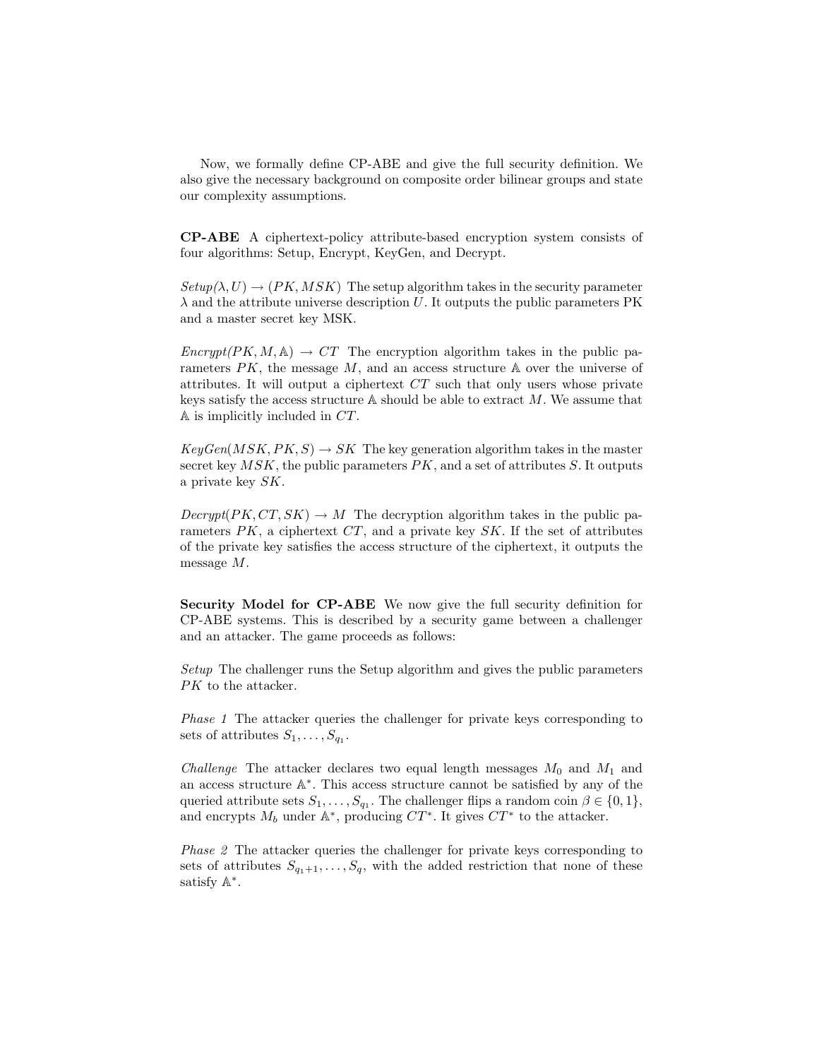Now, we formally define CP-ABE and give the full security definition. We also give the necessary background on composite order bilinear groups and state our complexity assumptions.

**CP-ABE** A ciphertext-policy attribute-based encryption system consists of four algorithms: Setup, Encrypt, KeyGen, and Decrypt.

*Setup*$(\lambda, U) \rightarrow (PK, MSK)$ The setup algorithm takes in the security parameter $\lambda$ and the attribute universe description $U$. It outputs the public parameters PK and a master secret key MSK.

*Encrypt*$(PK, M, \mathbb{A}) \rightarrow CT$ The encryption algorithm takes in the public parameters $PK$, the message $M$, and an access structure $\mathbb{A}$ over the universe of attributes. It will output a ciphertext $CT$ such that only users whose private keys satisfy the access structure $\mathbb{A}$ should be able to extract $M$. We assume that $\mathbb{A}$ is implicitly included in $CT$.

*KeyGen*$(MSK, PK, S) \rightarrow SK$ The key generation algorithm takes in the master secret key $MSK$, the public parameters $PK$, and a set of attributes $S$. It outputs a private key $SK$.

*Decrypt*$(PK, CT, SK) \rightarrow M$ The decryption algorithm takes in the public parameters $PK$, a ciphertext $CT$, and a private key $SK$. If the set of attributes of the private key satisfies the access structure of the ciphertext, it outputs the message $M$.

**Security Model for CP-ABE** We now give the full security definition for CP-ABE systems. This is described by a security game between a challenger and an attacker. The game proceeds as follows:

*Setup* The challenger runs the Setup algorithm and gives the public parameters $PK$ to the attacker.

*Phase 1* The attacker queries the challenger for private keys corresponding to sets of attributes $S_1, \ldots, S_{q_1}$.

*Challenge* The attacker declares two equal length messages $M_0$ and $M_1$ and an access structure $\mathbb{A}^*$. This access structure cannot be satisfied by any of the queried attribute sets $S_1, \ldots, S_{q_1}$. The challenger flips a random coin $\beta \in \{0, 1\}$, and encrypts $M_b$ under $\mathbb{A}^*$, producing $CT^*$. It gives $CT^*$ to the attacker.

*Phase 2* The attacker queries the challenger for private keys corresponding to sets of attributes $S_{q_1+1}, \ldots, S_q$, with the added restriction that none of these satisfy $\mathbb{A}^*$.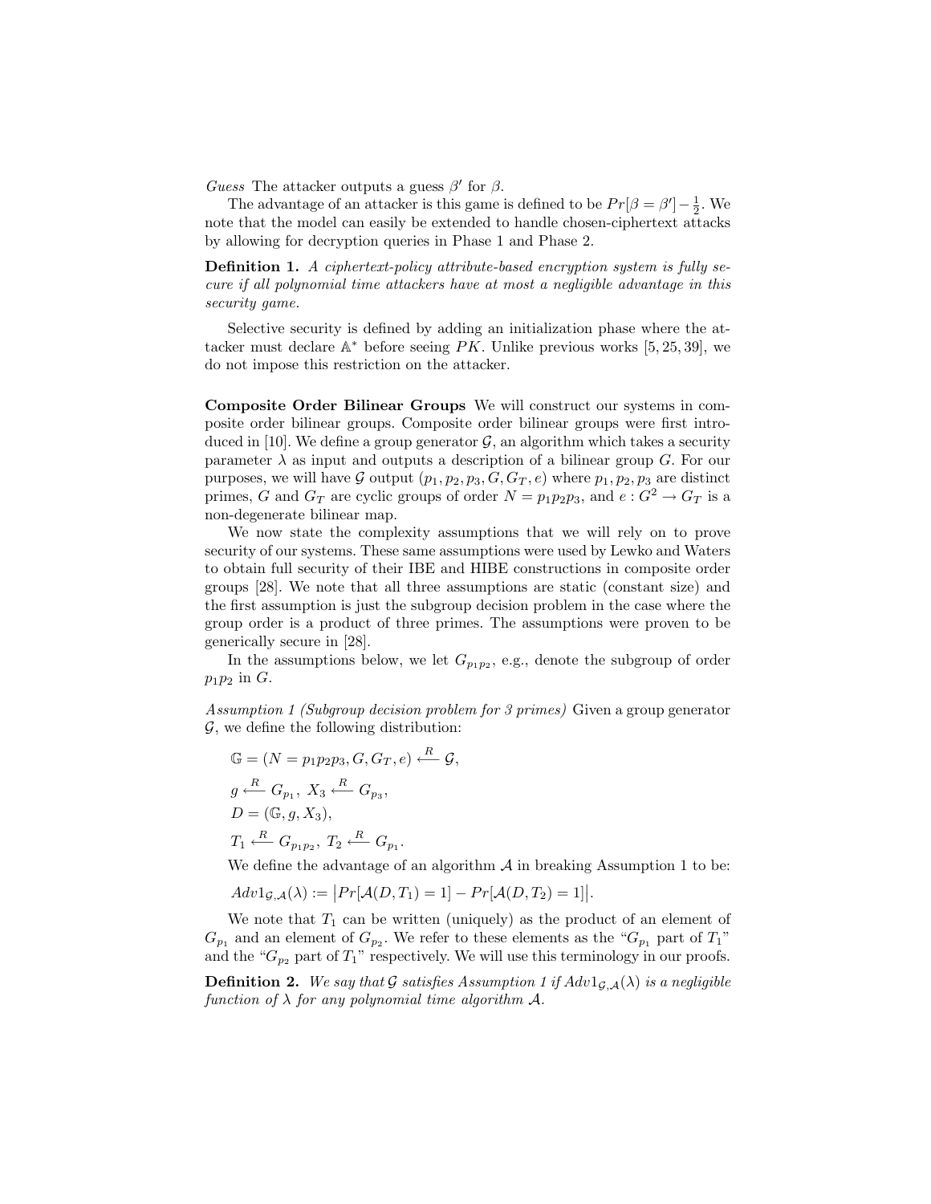*Guess* The attacker outputs a guess $\beta'$ for $\beta$.

The advantage of an attacker is this game is defined to be $Pr[\beta = \beta'] - \frac{1}{2}$. We note that the model can easily be extended to handle chosen-ciphertext attacks by allowing for decryption queries in Phase 1 and Phase 2.

**Definition 1.** *A ciphertext-policy attribute-based encryption system is fully secure if all polynomial time attackers have at most a negligible advantage in this security game.*

Selective security is defined by adding an initialization phase where the attacker must declare $\mathbb{A}^*$ before seeing $PK$. Unlike previous works [5, 25, 39], we do not impose this restriction on the attacker.

**Composite Order Bilinear Groups** We will construct our systems in composite order bilinear groups. Composite order bilinear groups were first introduced in [10]. We define a group generator $\mathcal{G}$, an algorithm which takes a security parameter $\lambda$ as input and outputs a description of a bilinear group $G$. For our purposes, we will have $\mathcal{G}$ output $(p_1, p_2, p_3, G, G_T, e)$ where $p_1, p_2, p_3$ are distinct primes, $G$ and $G_T$ are cyclic groups of order $N = p_1p_2p_3$, and $e : G^2 \to G_T$ is a non-degenerate bilinear map.

We now state the complexity assumptions that we will rely on to prove security of our systems. These same assumptions were used by Lewko and Waters to obtain full security of their IBE and HIBE constructions in composite order groups [28]. We note that all three assumptions are static (constant size) and the first assumption is just the subgroup decision problem in the case where the group order is a product of three primes. The assumptions were proven to be generically secure in [28].

In the assumptions below, we let $G_{p_1p_2}$, e.g., denote the subgroup of order $p_1p_2$ in $G$.

*Assumption 1 (Subgroup decision problem for 3 primes)* Given a group generator $\mathcal{G}$, we define the following distribution:

$$\mathbb{G} = (N = p_1p_2p_3, G, G_T, e) \xleftarrow{R} \mathcal{G},$$

$$g \xleftarrow{R} G_{p_1},\ X_3 \xleftarrow{R} G_{p_3},$$

$$D = (\mathbb{G}, g, X_3),$$

$$T_1 \xleftarrow{R} G_{p_1p_2},\ T_2 \xleftarrow{R} G_{p_1}.$$

We define the advantage of an algorithm $\mathcal{A}$ in breaking Assumption 1 to be:

$$Adv1_{\mathcal{G},\mathcal{A}}(\lambda) := \left|Pr[\mathcal{A}(D, T_1) = 1] - Pr[\mathcal{A}(D, T_2) = 1]\right|.$$

We note that $T_1$ can be written (uniquely) as the product of an element of $G_{p_1}$ and an element of $G_{p_2}$. We refer to these elements as the "$G_{p_1}$ part of $T_1$" and the "$G_{p_2}$ part of $T_1$" respectively. We will use this terminology in our proofs.

**Definition 2.** *We say that $\mathcal{G}$ satisfies Assumption 1 if $Adv1_{\mathcal{G},\mathcal{A}}(\lambda)$ is a negligible function of $\lambda$ for any polynomial time algorithm $\mathcal{A}$.*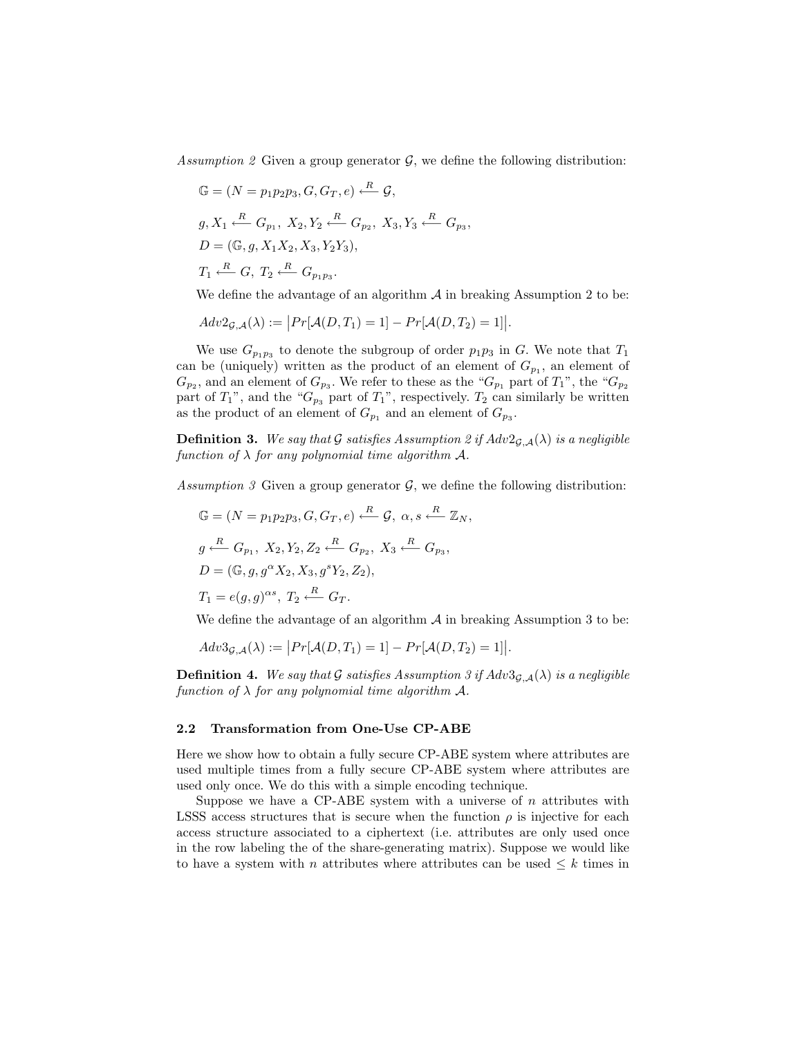*Assumption 2* Given a group generator $\mathcal{G}$, we define the following distribution:

$$\mathbb{G} = (N = p_1 p_2 p_3, G, G_T, e) \xleftarrow{R} \mathcal{G},$$

$$g, X_1 \xleftarrow{R} G_{p_1},\ X_2, Y_2 \xleftarrow{R} G_{p_2},\ X_3, Y_3 \xleftarrow{R} G_{p_3},$$

$$D = (\mathbb{G}, g, X_1 X_2, X_3, Y_2 Y_3),$$

$$T_1 \xleftarrow{R} G,\ T_2 \xleftarrow{R} G_{p_1 p_3}.$$

We define the advantage of an algorithm $\mathcal{A}$ in breaking Assumption 2 to be:

$$Adv2_{\mathcal{G},\mathcal{A}}(\lambda) := \big| Pr[\mathcal{A}(D, T_1) = 1] - Pr[\mathcal{A}(D, T_2) = 1] \big|.$$

We use $G_{p_1 p_3}$ to denote the subgroup of order $p_1 p_3$ in $G$. We note that $T_1$ can be (uniquely) written as the product of an element of $G_{p_1}$, an element of $G_{p_2}$, and an element of $G_{p_3}$. We refer to these as the "$G_{p_1}$ part of $T_1$", the "$G_{p_2}$ part of $T_1$", and the "$G_{p_3}$ part of $T_1$", respectively. $T_2$ can similarly be written as the product of an element of $G_{p_1}$ and an element of $G_{p_3}$.

**Definition 3.** *We say that $\mathcal{G}$ satisfies Assumption 2 if $Adv2_{\mathcal{G},\mathcal{A}}(\lambda)$ is a negligible function of $\lambda$ for any polynomial time algorithm $\mathcal{A}$.*

*Assumption 3* Given a group generator $\mathcal{G}$, we define the following distribution:

$$\mathbb{G} = (N = p_1 p_2 p_3, G, G_T, e) \xleftarrow{R} \mathcal{G},\ \alpha, s \xleftarrow{R} \mathbb{Z}_N,$$

$$g \xleftarrow{R} G_{p_1},\ X_2, Y_2, Z_2 \xleftarrow{R} G_{p_2},\ X_3 \xleftarrow{R} G_{p_3},$$

$$D = (\mathbb{G}, g, g^{\alpha} X_2, X_3, g^s Y_2, Z_2),$$

$$T_1 = e(g, g)^{\alpha s},\ T_2 \xleftarrow{R} G_T.$$

We define the advantage of an algorithm $\mathcal{A}$ in breaking Assumption 3 to be:

$$Adv3_{\mathcal{G},\mathcal{A}}(\lambda) := \big| Pr[\mathcal{A}(D, T_1) = 1] - Pr[\mathcal{A}(D, T_2) = 1] \big|.$$

**Definition 4.** *We say that $\mathcal{G}$ satisfies Assumption 3 if $Adv3_{\mathcal{G},\mathcal{A}}(\lambda)$ is a negligible function of $\lambda$ for any polynomial time algorithm $\mathcal{A}$.*

### 2.2 Transformation from One-Use CP-ABE

Here we show how to obtain a fully secure CP-ABE system where attributes are used multiple times from a fully secure CP-ABE system where attributes are used only once. We do this with a simple encoding technique.

Suppose we have a CP-ABE system with a universe of $n$ attributes with LSSS access structures that is secure when the function $\rho$ is injective for each access structure associated to a ciphertext (i.e. attributes are only used once in the row labeling the of the share-generating matrix). Suppose we would like to have a system with $n$ attributes where attributes can be used $\leq k$ times in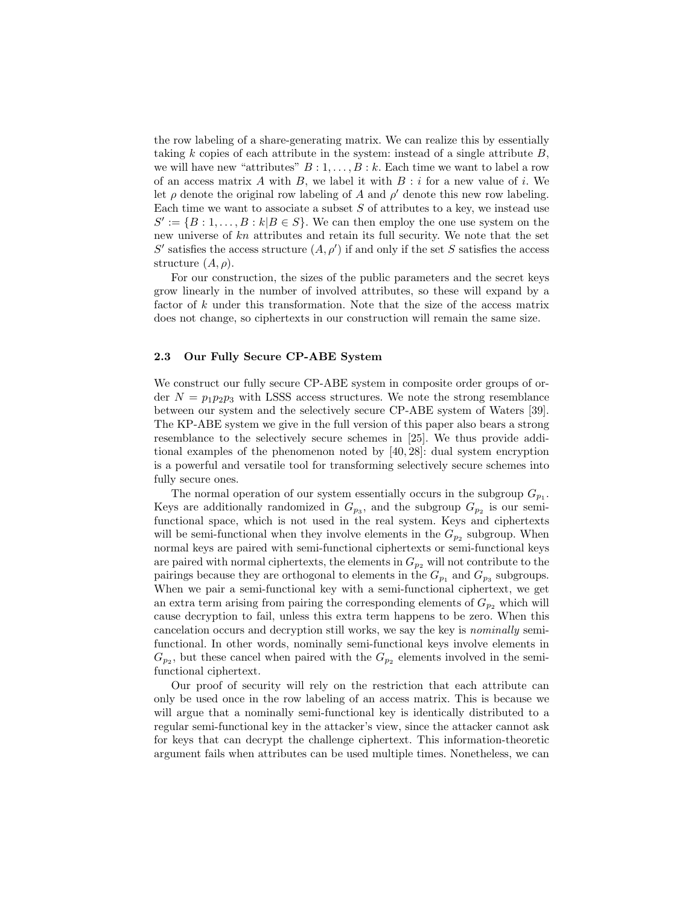the row labeling of a share-generating matrix. We can realize this by essentially taking $k$ copies of each attribute in the system: instead of a single attribute $B$, we will have new "attributes" $B:1,\ldots,B:k$. Each time we want to label a row of an access matrix $A$ with $B$, we label it with $B:i$ for a new value of $i$. We let $\rho$ denote the original row labeling of $A$ and $\rho'$ denote this new row labeling. Each time we want to associate a subset $S$ of attributes to a key, we instead use $S' := \{B:1,\ldots,B:k | B \in S\}$. We can then employ the one use system on the new universe of $kn$ attributes and retain its full security. We note that the set $S'$ satisfies the access structure $(A,\rho')$ if and only if the set $S$ satisfies the access structure $(A,\rho)$.

For our construction, the sizes of the public parameters and the secret keys grow linearly in the number of involved attributes, so these will expand by a factor of $k$ under this transformation. Note that the size of the access matrix does not change, so ciphertexts in our construction will remain the same size.

### 2.3 Our Fully Secure CP-ABE System

We construct our fully secure CP-ABE system in composite order groups of order $N = p_1p_2p_3$ with LSSS access structures. We note the strong resemblance between our system and the selectively secure CP-ABE system of Waters [39]. The KP-ABE system we give in the full version of this paper also bears a strong resemblance to the selectively secure schemes in [25]. We thus provide additional examples of the phenomenon noted by [40, 28]: dual system encryption is a powerful and versatile tool for transforming selectively secure schemes into fully secure ones.

The normal operation of our system essentially occurs in the subgroup $G_{p_1}$. Keys are additionally randomized in $G_{p_3}$, and the subgroup $G_{p_2}$ is our semi-functional space, which is not used in the real system. Keys and ciphertexts will be semi-functional when they involve elements in the $G_{p_2}$ subgroup. When normal keys are paired with semi-functional ciphertexts or semi-functional keys are paired with normal ciphertexts, the elements in $G_{p_2}$ will not contribute to the pairings because they are orthogonal to elements in the $G_{p_1}$ and $G_{p_3}$ subgroups. When we pair a semi-functional key with a semi-functional ciphertext, we get an extra term arising from pairing the corresponding elements of $G_{p_2}$ which will cause decryption to fail, unless this extra term happens to be zero. When this cancelation occurs and decryption still works, we say the key is *nominally* semi-functional. In other words, nominally semi-functional keys involve elements in $G_{p_2}$, but these cancel when paired with the $G_{p_2}$ elements involved in the semi-functional ciphertext.

Our proof of security will rely on the restriction that each attribute can only be used once in the row labeling of an access matrix. This is because we will argue that a nominally semi-functional key is identically distributed to a regular semi-functional key in the attacker's view, since the attacker cannot ask for keys that can decrypt the challenge ciphertext. This information-theoretic argument fails when attributes can be used multiple times. Nonetheless, we can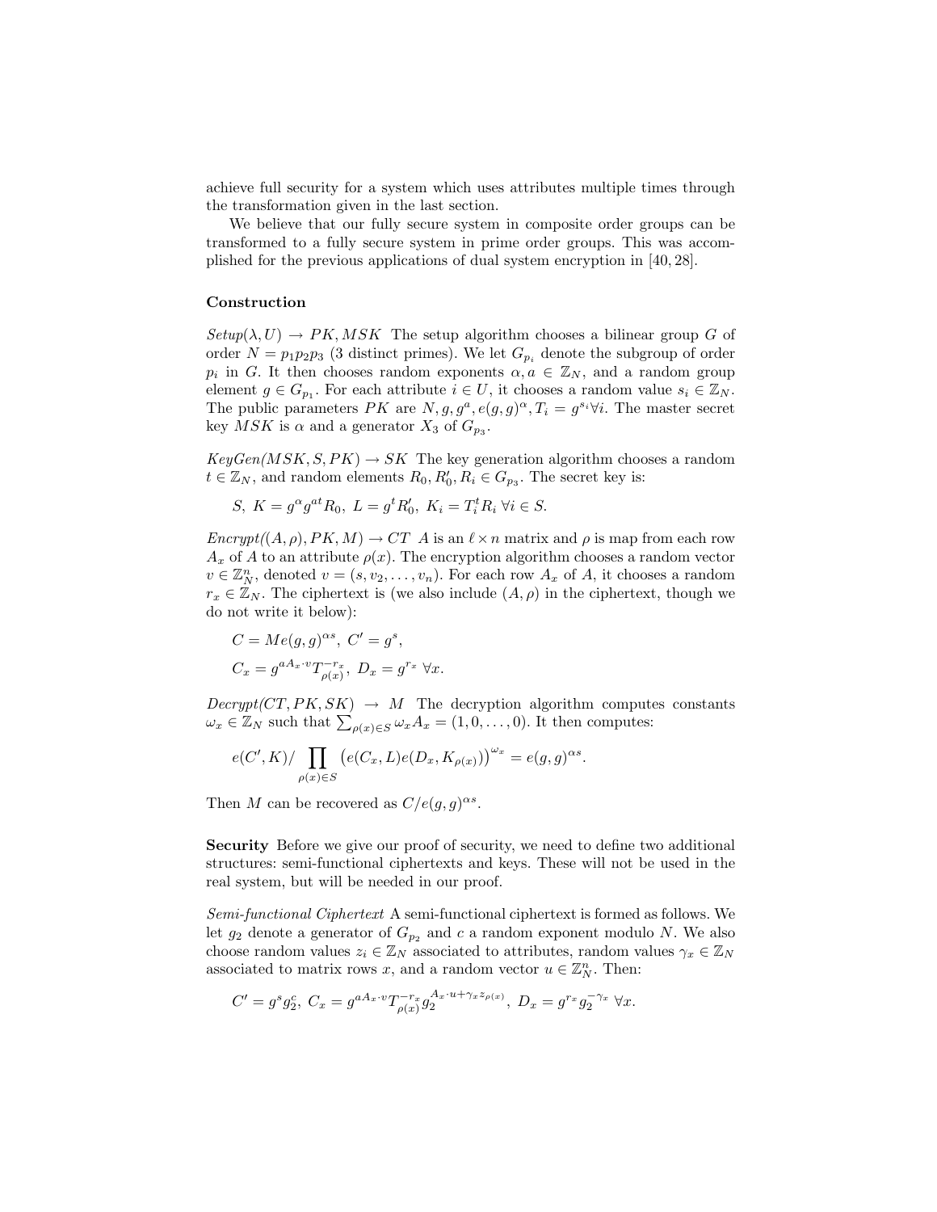achieve full security for a system which uses attributes multiple times through the transformation given in the last section.

We believe that our fully secure system in composite order groups can be transformed to a fully secure system in prime order groups. This was accomplished for the previous applications of dual system encryption in [40, 28].

### Construction

*Setup*$(\lambda, U) \rightarrow PK, MSK$ The setup algorithm chooses a bilinear group $G$ of order $N = p_1 p_2 p_3$ (3 distinct primes). We let $G_{p_i}$ denote the subgroup of order $p_i$ in $G$. It then chooses random exponents $\alpha, a \in \mathbb{Z}_N$, and a random group element $g \in G_{p_1}$. For each attribute $i \in U$, it chooses a random value $s_i \in \mathbb{Z}_N$. The public parameters $PK$ are $N, g, g^a, e(g,g)^\alpha, T_i = g^{s_i} \forall i$. The master secret key $MSK$ is $\alpha$ and a generator $X_3$ of $G_{p_3}$.

*KeyGen*$(MSK, S, PK) \rightarrow SK$ The key generation algorithm chooses a random $t \in \mathbb{Z}_N$, and random elements $R_0, R_0', R_i \in G_{p_3}$. The secret key is:

$$S,\ K = g^\alpha g^{at} R_0,\ L = g^t R_0',\ K_i = T_i^t R_i\ \forall i \in S.$$

*Encrypt*$((A, \rho), PK, M) \rightarrow CT$ $A$ is an $\ell \times n$ matrix and $\rho$ is map from each row $A_x$ of $A$ to an attribute $\rho(x)$. The encryption algorithm chooses a random vector $v \in \mathbb{Z}_N^n$, denoted $v = (s, v_2, \dots, v_n)$. For each row $A_x$ of $A$, it chooses a random $r_x \in \mathbb{Z}_N$. The ciphertext is (we also include $(A, \rho)$ in the ciphertext, though we do not write it below):

$$C = Me(g,g)^{\alpha s},\ C' = g^s,$$
$$C_x = g^{aA_x \cdot v} T_{\rho(x)}^{-r_x},\ D_x = g^{r_x}\ \forall x.$$

*Decrypt*$(CT, PK, SK) \rightarrow M$ The decryption algorithm computes constants $\omega_x \in \mathbb{Z}_N$ such that $\sum_{\rho(x) \in S} \omega_x A_x = (1, 0, \dots, 0)$. It then computes:

$$e(C', K) / \prod_{\rho(x) \in S} \left( e(C_x, L) e(D_x, K_{\rho(x)}) \right)^{\omega_x} = e(g,g)^{\alpha s}.$$

Then $M$ can be recovered as $C / e(g,g)^{\alpha s}$.

**Security** Before we give our proof of security, we need to define two additional structures: semi-functional ciphertexts and keys. These will not be used in the real system, but will be needed in our proof.

*Semi-functional Ciphertext* A semi-functional ciphertext is formed as follows. We let $g_2$ denote a generator of $G_{p_2}$ and $c$ a random exponent modulo $N$. We also choose random values $z_i \in \mathbb{Z}_N$ associated to attributes, random values $\gamma_x \in \mathbb{Z}_N$ associated to matrix rows $x$, and a random vector $u \in \mathbb{Z}_N^n$. Then:

$$C' = g^s g_2^c,\ C_x = g^{aA_x \cdot v} T_{\rho(x)}^{-r_x} g_2^{A_x \cdot u + \gamma_x z_{\rho(x)}},\ D_x = g^{r_x} g_2^{-\gamma_x}\ \forall x.$$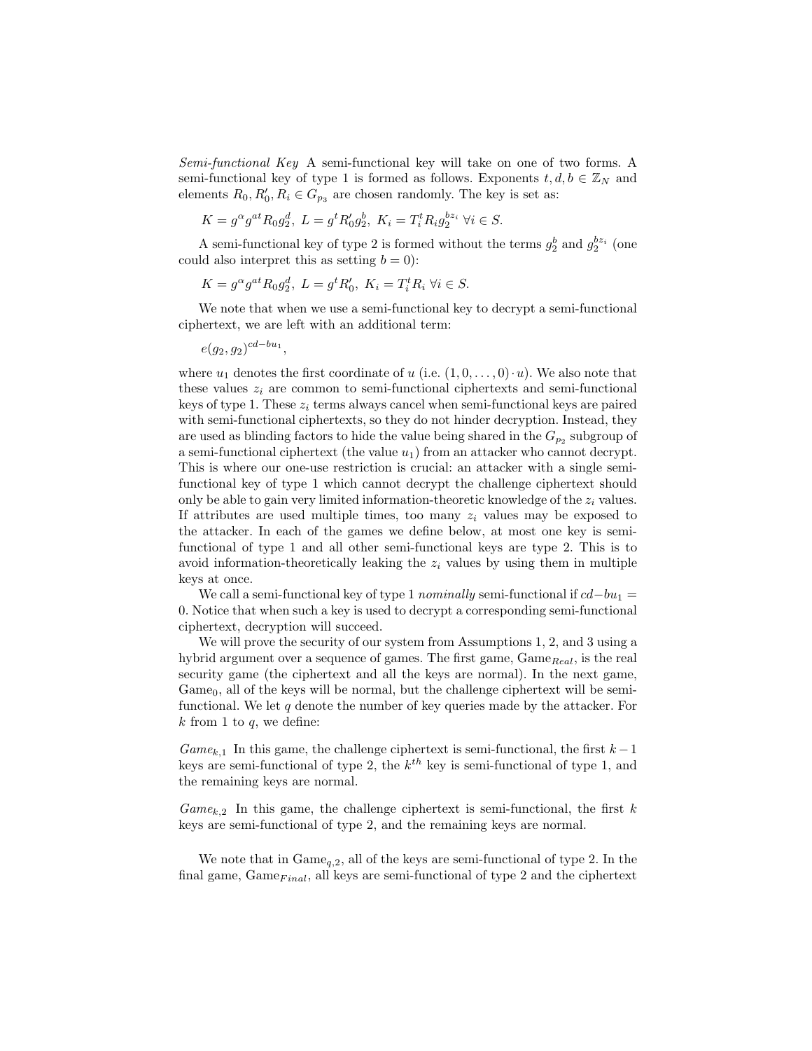*Semi-functional Key* A semi-functional key will take on one of two forms. A semi-functional key of type 1 is formed as follows. Exponents $t, d, b \in \mathbb{Z}_N$ and elements $R_0, R_0', R_i \in G_{p_3}$ are chosen randomly. The key is set as:

$$K = g^{\alpha} g^{at} R_0 g_2^d,\ L = g^t R_0' g_2^b,\ K_i = T_i^t R_i g_2^{b z_i}\ \forall i \in S.$$

A semi-functional key of type 2 is formed without the terms $g_2^b$ and $g_2^{bz_i}$ (one could also interpret this as setting $b = 0$):

$$K = g^{\alpha} g^{at} R_0 g_2^d,\ L = g^t R_0',\ K_i = T_i^t R_i\ \forall i \in S.$$

We note that when we use a semi-functional key to decrypt a semi-functional ciphertext, we are left with an additional term:

$$e(g_2, g_2)^{cd - bu_1},$$

where $u_1$ denotes the first coordinate of $u$ (i.e. $(1, 0, \ldots, 0) \cdot u$). We also note that these values $z_i$ are common to semi-functional ciphertexts and semi-functional keys of type 1. These $z_i$ terms always cancel when semi-functional keys are paired with semi-functional ciphertexts, so they do not hinder decryption. Instead, they are used as blinding factors to hide the value being shared in the $G_{p_2}$ subgroup of a semi-functional ciphertext (the value $u_1$) from an attacker who cannot decrypt. This is where our one-use restriction is crucial: an attacker with a single semi-functional key of type 1 which cannot decrypt the challenge ciphertext should only be able to gain very limited information-theoretic knowledge of the $z_i$ values. If attributes are used multiple times, too many $z_i$ values may be exposed to the attacker. In each of the games we define below, at most one key is semi-functional of type 1 and all other semi-functional keys are type 2. This is to avoid information-theoretically leaking the $z_i$ values by using them in multiple keys at once.

We call a semi-functional key of type 1 *nominally* semi-functional if $cd - bu_1 = 0$. Notice that when such a key is used to decrypt a corresponding semi-functional ciphertext, decryption will succeed.

We will prove the security of our system from Assumptions 1, 2, and 3 using a hybrid argument over a sequence of games. The first game, $\text{Game}_{Real}$, is the real security game (the ciphertext and all the keys are normal). In the next game, $\text{Game}_0$, all of the keys will be normal, but the challenge ciphertext will be semi-functional. We let $q$ denote the number of key queries made by the attacker. For $k$ from 1 to $q$, we define:

*$Game_{k,1}$* In this game, the challenge ciphertext is semi-functional, the first $k-1$ keys are semi-functional of type 2, the $k^{th}$ key is semi-functional of type 1, and the remaining keys are normal.

*$Game_{k,2}$* In this game, the challenge ciphertext is semi-functional, the first $k$ keys are semi-functional of type 2, and the remaining keys are normal.

We note that in $\text{Game}_{q,2}$, all of the keys are semi-functional of type 2. In the final game, $\text{Game}_{Final}$, all keys are semi-functional of type 2 and the ciphertext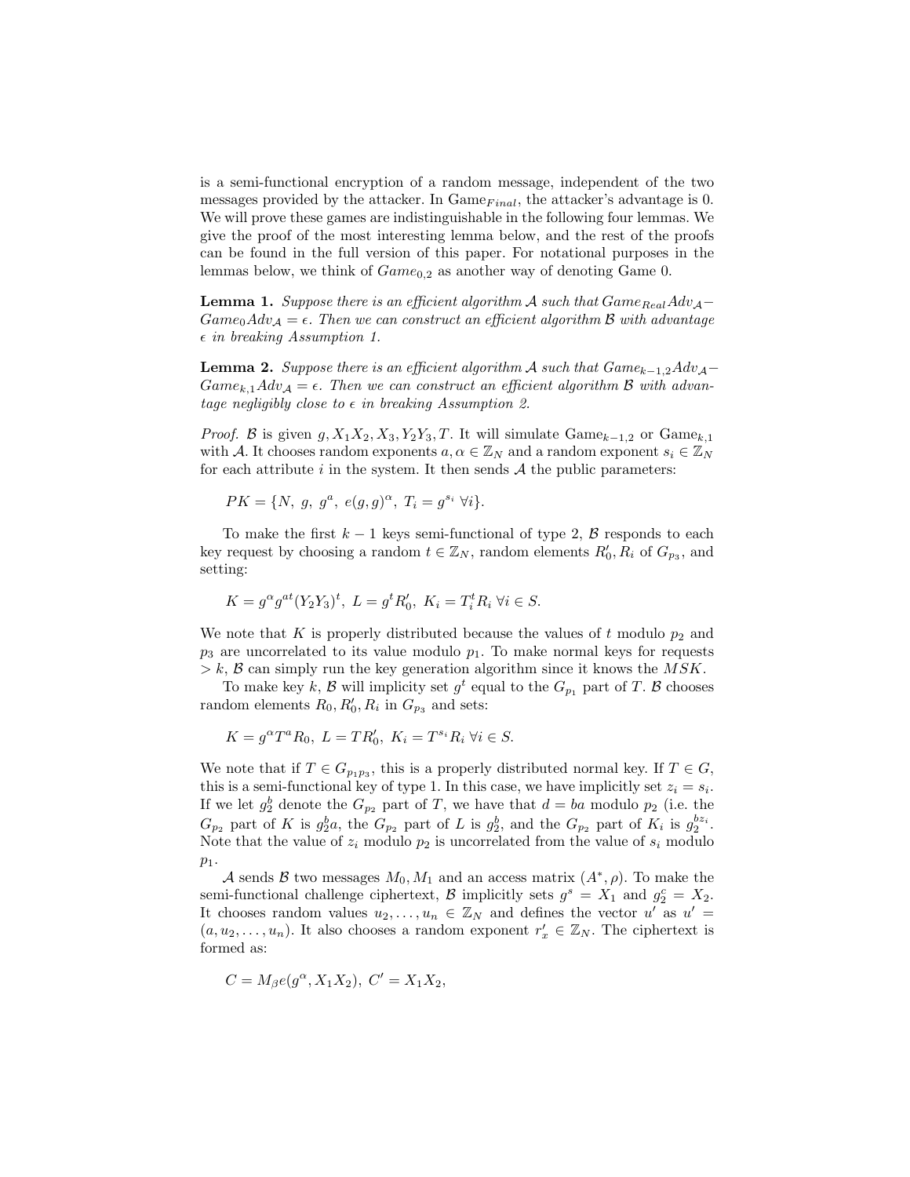is a semi-functional encryption of a random message, independent of the two messages provided by the attacker. In Game$_{Final}$, the attacker's advantage is 0. We will prove these games are indistinguishable in the following four lemmas. We give the proof of the most interesting lemma below, and the rest of the proofs can be found in the full version of this paper. For notational purposes in the lemmas below, we think of $Game_{0,2}$ as another way of denoting Game 0.

**Lemma 1.** *Suppose there is an efficient algorithm $\mathcal{A}$ such that $Game_{Real}Adv_{\mathcal{A}} - Game_0 Adv_{\mathcal{A}} = \epsilon$. Then we can construct an efficient algorithm $\mathcal{B}$ with advantage $\epsilon$ in breaking Assumption 1.*

**Lemma 2.** *Suppose there is an efficient algorithm $\mathcal{A}$ such that $Game_{k-1,2}Adv_{\mathcal{A}} - Game_{k,1}Adv_{\mathcal{A}} = \epsilon$. Then we can construct an efficient algorithm $\mathcal{B}$ with advantage negligibly close to $\epsilon$ in breaking Assumption 2.*

*Proof.* $\mathcal{B}$ is given $g, X_1X_2, X_3, Y_2Y_3, T$. It will simulate Game$_{k-1,2}$ or Game$_{k,1}$ with $\mathcal{A}$. It chooses random exponents $a, \alpha \in \mathbb{Z}_N$ and a random exponent $s_i \in \mathbb{Z}_N$ for each attribute $i$ in the system. It then sends $\mathcal{A}$ the public parameters:

$$PK = \{N,\ g,\ g^a,\ e(g,g)^\alpha,\ T_i = g^{s_i}\ \forall i\}.$$

To make the first $k-1$ keys semi-functional of type 2, $\mathcal{B}$ responds to each key request by choosing a random $t \in \mathbb{Z}_N$, random elements $R'_0, R_i$ of $G_{p_3}$, and setting:

$$K = g^\alpha g^{at}(Y_2Y_3)^t,\ L = g^t R'_0,\ K_i = T_i^t R_i\ \forall i \in S.$$

We note that $K$ is properly distributed because the values of $t$ modulo $p_2$ and $p_3$ are uncorrelated to its value modulo $p_1$. To make normal keys for requests $> k$, $\mathcal{B}$ can simply run the key generation algorithm since it knows the $MSK$.

To make key $k$, $\mathcal{B}$ will implicity set $g^t$ equal to the $G_{p_1}$ part of $T$. $\mathcal{B}$ chooses random elements $R_0, R'_0, R_i$ in $G_{p_3}$ and sets:

$$K = g^\alpha T^a R_0,\ L = TR'_0,\ K_i = T^{s_i} R_i\ \forall i \in S.$$

We note that if $T \in G_{p_1p_3}$, this is a properly distributed normal key. If $T \in G$, this is a semi-functional key of type 1. In this case, we have implicitly set $z_i = s_i$. If we let $g_2^b$ denote the $G_{p_2}$ part of $T$, we have that $d = ba$ modulo $p_2$ (i.e. the $G_{p_2}$ part of $K$ is $g_2^b a$, the $G_{p_2}$ part of $L$ is $g_2^b$, and the $G_{p_2}$ part of $K_i$ is $g_2^{bz_i}$. Note that the value of $z_i$ modulo $p_2$ is uncorrelated from the value of $s_i$ modulo $p_1$.

$\mathcal{A}$ sends $\mathcal{B}$ two messages $M_0, M_1$ and an access matrix $(A^*, \rho)$. To make the semi-functional challenge ciphertext, $\mathcal{B}$ implicitly sets $g^s = X_1$ and $g_2^c = X_2$. It chooses random values $u_2, \ldots, u_n \in \mathbb{Z}_N$ and defines the vector $u'$ as $u' = (a, u_2, \ldots, u_n)$. It also chooses a random exponent $r'_x \in \mathbb{Z}_N$. The ciphertext is formed as:

$$C = M_\beta e(g^\alpha, X_1X_2),\ C' = X_1X_2,$$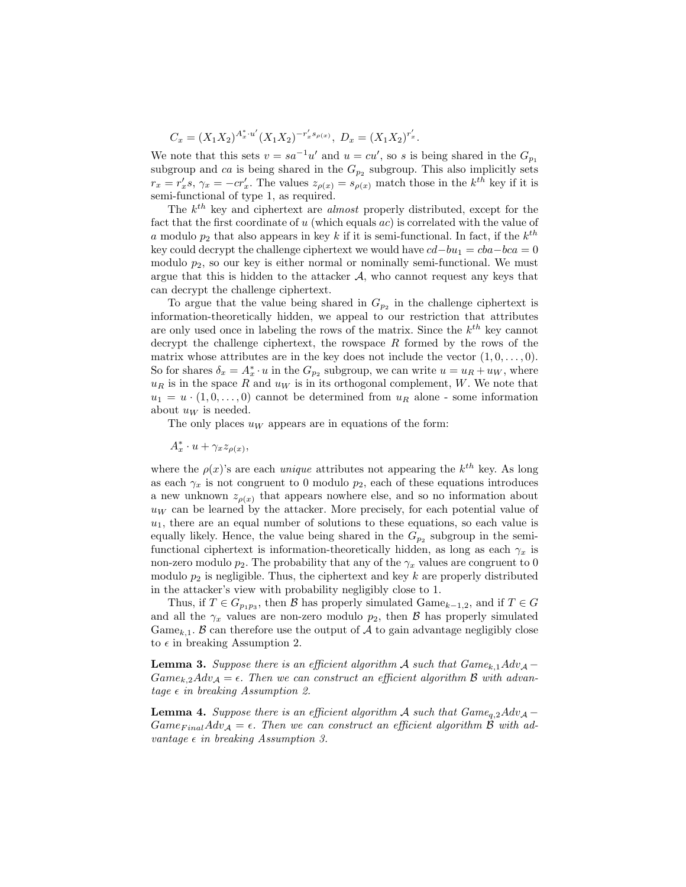$$C_x = (X_1X_2)^{A_x^* \cdot u'}(X_1X_2)^{-r'_x s_{\rho(x)}},\ D_x = (X_1X_2)^{r'_x}.$$

We note that this sets $v = sa^{-1}u'$ and $u = cu'$, so $s$ is being shared in the $G_{p_1}$ subgroup and $ca$ is being shared in the $G_{p_2}$ subgroup. This also implicitly sets $r_x = r'_x s$, $\gamma_x = -cr'_x$. The values $z_{\rho(x)} = s_{\rho(x)}$ match those in the $k^{th}$ key if it is semi-functional of type 1, as required.

The $k^{th}$ key and ciphertext are *almost* properly distributed, except for the fact that the first coordinate of $u$ (which equals $ac$) is correlated with the value of $a$ modulo $p_2$ that also appears in key $k$ if it is semi-functional. In fact, if the $k^{th}$ key could decrypt the challenge ciphertext we would have $cd - bu_1 = cba - bca = 0$ modulo $p_2$, so our key is either normal or nominally semi-functional. We must argue that this is hidden to the attacker $\mathcal{A}$, who cannot request any keys that can decrypt the challenge ciphertext.

To argue that the value being shared in $G_{p_2}$ in the challenge ciphertext is information-theoretically hidden, we appeal to our restriction that attributes are only used once in labeling the rows of the matrix. Since the $k^{th}$ key cannot decrypt the challenge ciphertext, the rowspace $R$ formed by the rows of the matrix whose attributes are in the key does not include the vector $(1, 0, \ldots, 0)$. So for shares $\delta_x = A_x^* \cdot u$ in the $G_{p_2}$ subgroup, we can write $u = u_R + u_W$, where $u_R$ is in the space $R$ and $u_W$ is in its orthogonal complement, $W$. We note that $u_1 = u \cdot (1, 0, \ldots, 0)$ cannot be determined from $u_R$ alone - some information about $u_W$ is needed.

The only places $u_W$ appears are in equations of the form:

$$A_x^* \cdot u + \gamma_x z_{\rho(x)},$$

where the $\rho(x)$'s are each *unique* attributes not appearing the $k^{th}$ key. As long as each $\gamma_x$ is not congruent to 0 modulo $p_2$, each of these equations introduces a new unknown $z_{\rho(x)}$ that appears nowhere else, and so no information about $u_W$ can be learned by the attacker. More precisely, for each potential value of $u_1$, there are an equal number of solutions to these equations, so each value is equally likely. Hence, the value being shared in the $G_{p_2}$ subgroup in the semi-functional ciphertext is information-theoretically hidden, as long as each $\gamma_x$ is non-zero modulo $p_2$. The probability that any of the $\gamma_x$ values are congruent to 0 modulo $p_2$ is negligible. Thus, the ciphertext and key $k$ are properly distributed in the attacker's view with probability negligibly close to 1.

Thus, if $T \in G_{p_1p_3}$, then $\mathcal{B}$ has properly simulated Game$_{k-1,2}$, and if $T \in G$ and all the $\gamma_x$ values are non-zero modulo $p_2$, then $\mathcal{B}$ has properly simulated Game$_{k,1}$. $\mathcal{B}$ can therefore use the output of $\mathcal{A}$ to gain advantage negligibly close to $\epsilon$ in breaking Assumption 2.

**Lemma 3.** *Suppose there is an efficient algorithm $\mathcal{A}$ such that $Game_{k,1}Adv_{\mathcal{A}} - Game_{k,2}Adv_{\mathcal{A}} = \epsilon$. Then we can construct an efficient algorithm $\mathcal{B}$ with advantage $\epsilon$ in breaking Assumption 2.*

**Lemma 4.** *Suppose there is an efficient algorithm $\mathcal{A}$ such that $Game_{q,2}Adv_{\mathcal{A}} - Game_{Final}Adv_{\mathcal{A}} = \epsilon$. Then we can construct an efficient algorithm $\mathcal{B}$ with advantage $\epsilon$ in breaking Assumption 3.*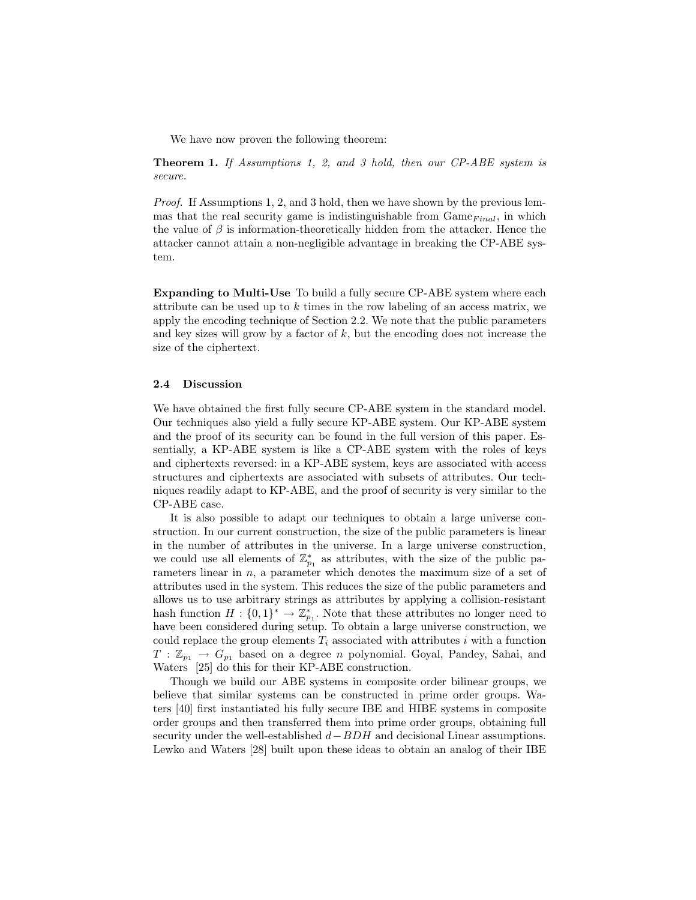We have now proven the following theorem:

**Theorem 1.** *If Assumptions 1, 2, and 3 hold, then our CP-ABE system is secure.*

*Proof.* If Assumptions 1, 2, and 3 hold, then we have shown by the previous lemmas that the real security game is indistinguishable from $\text{Game}_{Final}$, in which the value of $\beta$ is information-theoretically hidden from the attacker. Hence the attacker cannot attain a non-negligible advantage in breaking the CP-ABE system.

**Expanding to Multi-Use** To build a fully secure CP-ABE system where each attribute can be used up to $k$ times in the row labeling of an access matrix, we apply the encoding technique of Section 2.2. We note that the public parameters and key sizes will grow by a factor of $k$, but the encoding does not increase the size of the ciphertext.

### 2.4 Discussion

We have obtained the first fully secure CP-ABE system in the standard model. Our techniques also yield a fully secure KP-ABE system. Our KP-ABE system and the proof of its security can be found in the full version of this paper. Essentially, a KP-ABE system is like a CP-ABE system with the roles of keys and ciphertexts reversed: in a KP-ABE system, keys are associated with access structures and ciphertexts are associated with subsets of attributes. Our techniques readily adapt to KP-ABE, and the proof of security is very similar to the CP-ABE case.

It is also possible to adapt our techniques to obtain a large universe construction. In our current construction, the size of the public parameters is linear in the number of attributes in the universe. In a large universe construction, we could use all elements of $\mathbb{Z}_{p_1}^*$ as attributes, with the size of the public parameters linear in $n$, a parameter which denotes the maximum size of a set of attributes used in the system. This reduces the size of the public parameters and allows us to use arbitrary strings as attributes by applying a collision-resistant hash function $H : \{0,1\}^* \to \mathbb{Z}_{p_1}^*$. Note that these attributes no longer need to have been considered during setup. To obtain a large universe construction, we could replace the group elements $T_i$ associated with attributes $i$ with a function $T : \mathbb{Z}_{p_1} \to G_{p_1}$ based on a degree $n$ polynomial. Goyal, Pandey, Sahai, and Waters [25] do this for their KP-ABE construction.

Though we build our ABE systems in composite order bilinear groups, we believe that similar systems can be constructed in prime order groups. Waters [40] first instantiated his fully secure IBE and HIBE systems in composite order groups and then transferred them into prime order groups, obtaining full security under the well-established $d-BDH$ and decisional Linear assumptions. Lewko and Waters [28] built upon these ideas to obtain an analog of their IBE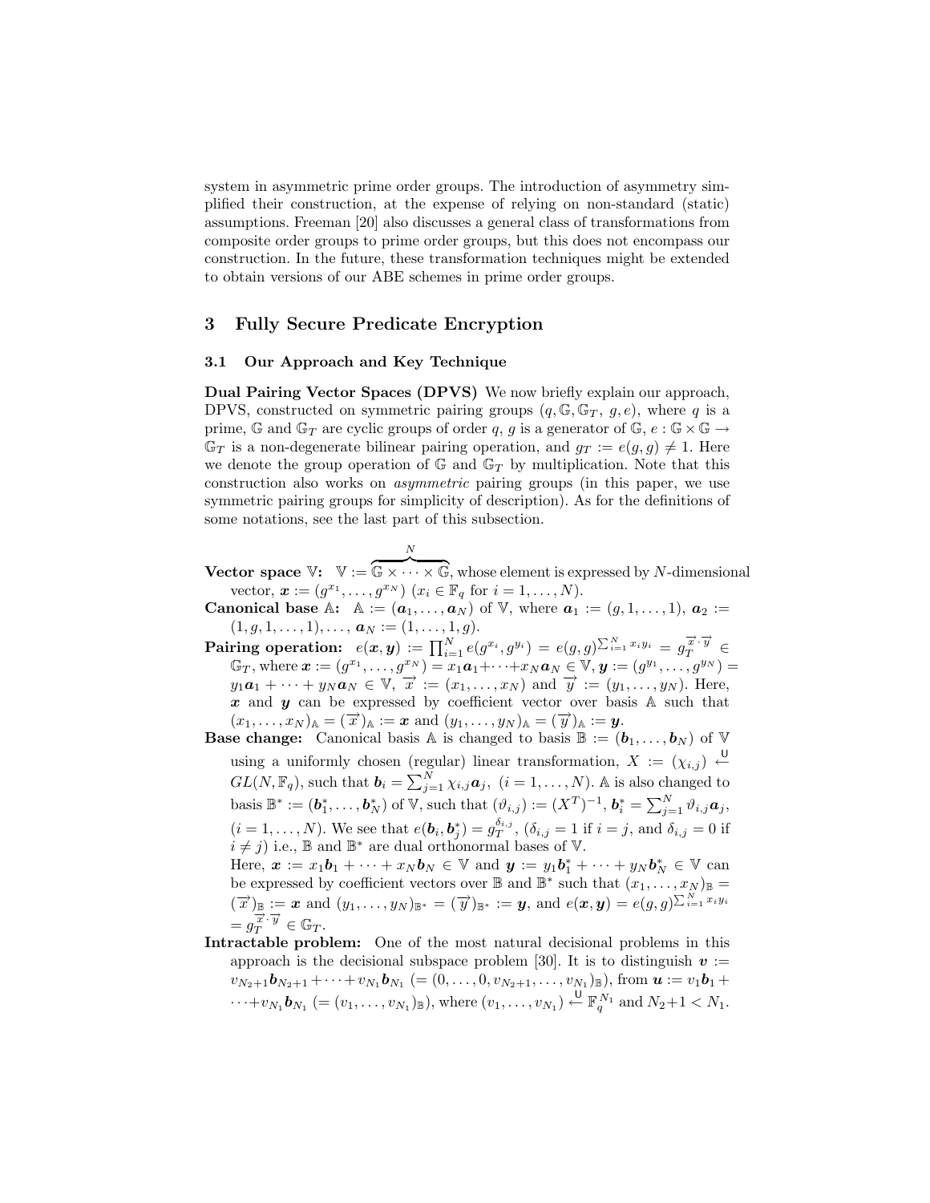system in asymmetric prime order groups. The introduction of asymmetry simplified their construction, at the expense of relying on non-standard (static) assumptions. Freeman [20] also discusses a general class of transformations from composite order groups to prime order groups, but this does not encompass our construction. In the future, these transformation techniques might be extended to obtain versions of our ABE schemes in prime order groups.

## 3 Fully Secure Predicate Encryption

### 3.1 Our Approach and Key Technique

**Dual Pairing Vector Spaces (DPVS)** We now briefly explain our approach, DPVS, constructed on symmetric pairing groups $(q, \mathbb{G}, \mathbb{G}_T, g, e)$, where $q$ is a prime, $\mathbb{G}$ and $\mathbb{G}_T$ are cyclic groups of order $q$, $g$ is a generator of $\mathbb{G}$, $e : \mathbb{G} \times \mathbb{G} \to \mathbb{G}_T$ is a non-degenerate bilinear pairing operation, and $g_T := e(g, g) \neq 1$. Here we denote the group operation of $\mathbb{G}$ and $\mathbb{G}_T$ by multiplication. Note that this construction also works on *asymmetric* pairing groups (in this paper, we use symmetric pairing groups for simplicity of description). As for the definitions of some notations, see the last part of this subsection.

**Vector space $\mathbb{V}$:** $\mathbb{V} := \overbrace{\mathbb{G} \times \cdots \times \mathbb{G}}^{N}$, whose element is expressed by $N$-dimensional vector, $\boldsymbol{x} := (g^{x_1}, \ldots, g^{x_N})$ $(x_i \in \mathbb{F}_q$ for $i = 1, \ldots, N)$.

**Canonical base $\mathbb{A}$:** $\mathbb{A} := (\boldsymbol{a}_1, \ldots, \boldsymbol{a}_N)$ of $\mathbb{V}$, where $\boldsymbol{a}_1 := (g, 1, \ldots, 1)$, $\boldsymbol{a}_2 := (1, g, 1, \ldots, 1), \ldots, \boldsymbol{a}_N := (1, \ldots, 1, g)$.

**Pairing operation:** $e(\boldsymbol{x}, \boldsymbol{y}) := \prod_{i=1}^{N} e(g^{x_i}, g^{y_i}) = e(g, g)^{\sum_{i=1}^{N} x_i y_i} = g_T^{\overrightarrow{x} \cdot \overrightarrow{y}} \in \mathbb{G}_T$, where $\boldsymbol{x} := (g^{x_1}, \ldots, g^{x_N}) = x_1 \boldsymbol{a}_1 + \cdots + x_N \boldsymbol{a}_N \in \mathbb{V}$, $\boldsymbol{y} := (g^{y_1}, \ldots, g^{y_N}) = y_1 \boldsymbol{a}_1 + \cdots + y_N \boldsymbol{a}_N \in \mathbb{V}$, $\overrightarrow{x} := (x_1, \ldots, x_N)$ and $\overrightarrow{y} := (y_1, \ldots, y_N)$. Here, $\boldsymbol{x}$ and $\boldsymbol{y}$ can be expressed by coefficient vector over basis $\mathbb{A}$ such that $(x_1, \ldots, x_N)_{\mathbb{A}} = (\overrightarrow{x})_{\mathbb{A}} := \boldsymbol{x}$ and $(y_1, \ldots, y_N)_{\mathbb{A}} = (\overrightarrow{y})_{\mathbb{A}} := \boldsymbol{y}$.

**Base change:** Canonical basis $\mathbb{A}$ is changed to basis $\mathbb{B} := (\boldsymbol{b}_1, \ldots, \boldsymbol{b}_N)$ of $\mathbb{V}$ using a uniformly chosen (regular) linear transformation, $X := (\chi_{i,j}) \xleftarrow{\mathsf{U}} GL(N, \mathbb{F}_q)$, such that $\boldsymbol{b}_i = \sum_{j=1}^{N} \chi_{i,j} \boldsymbol{a}_j$, $(i = 1, \ldots, N)$. $\mathbb{A}$ is also changed to basis $\mathbb{B}^* := (\boldsymbol{b}_1^*, \ldots, \boldsymbol{b}_N^*)$ of $\mathbb{V}$, such that $(\vartheta_{i,j}) := (X^T)^{-1}$, $\boldsymbol{b}_i^* = \sum_{j=1}^{N} \vartheta_{i,j} \boldsymbol{a}_j$, $(i = 1, \ldots, N)$. We see that $e(\boldsymbol{b}_i, \boldsymbol{b}_j^*) = g_T^{\delta_{i,j}}$, ($\delta_{i,j} = 1$ if $i = j$, and $\delta_{i,j} = 0$ if $i \neq j$) i.e., $\mathbb{B}$ and $\mathbb{B}^*$ are dual orthonormal bases of $\mathbb{V}$.
Here, $\boldsymbol{x} := x_1 \boldsymbol{b}_1 + \cdots + x_N \boldsymbol{b}_N \in \mathbb{V}$ and $\boldsymbol{y} := y_1 \boldsymbol{b}_1^* + \cdots + y_N \boldsymbol{b}_N^* \in \mathbb{V}$ can be expressed by coefficient vectors over $\mathbb{B}$ and $\mathbb{B}^*$ such that $(x_1, \ldots, x_N)_{\mathbb{B}} = (\overrightarrow{x})_{\mathbb{B}} := \boldsymbol{x}$ and $(y_1, \ldots, y_N)_{\mathbb{B}^*} = (\overrightarrow{y})_{\mathbb{B}^*} := \boldsymbol{y}$, and $e(\boldsymbol{x}, \boldsymbol{y}) = e(g, g)^{\sum_{i=1}^{N} x_i y_i} = g_T^{\overrightarrow{x} \cdot \overrightarrow{y}} \in \mathbb{G}_T$.

**Intractable problem:** One of the most natural decisional problems in this approach is the decisional subspace problem [30]. It is to distinguish $\boldsymbol{v} := v_{N_2+1} \boldsymbol{b}_{N_2+1} + \cdots + v_{N_1} \boldsymbol{b}_{N_1}$ $(= (0, \ldots, 0, v_{N_2+1}, \ldots, v_{N_1})_{\mathbb{B}})$, from $\boldsymbol{u} := v_1 \boldsymbol{b}_1 + \cdots + v_{N_1} \boldsymbol{b}_{N_1}$ $(= (v_1, \ldots, v_{N_1})_{\mathbb{B}})$, where $(v_1, \ldots, v_{N_1}) \xleftarrow{\mathsf{U}} \mathbb{F}_q^{N_1}$ and $N_2 + 1 < N_1$.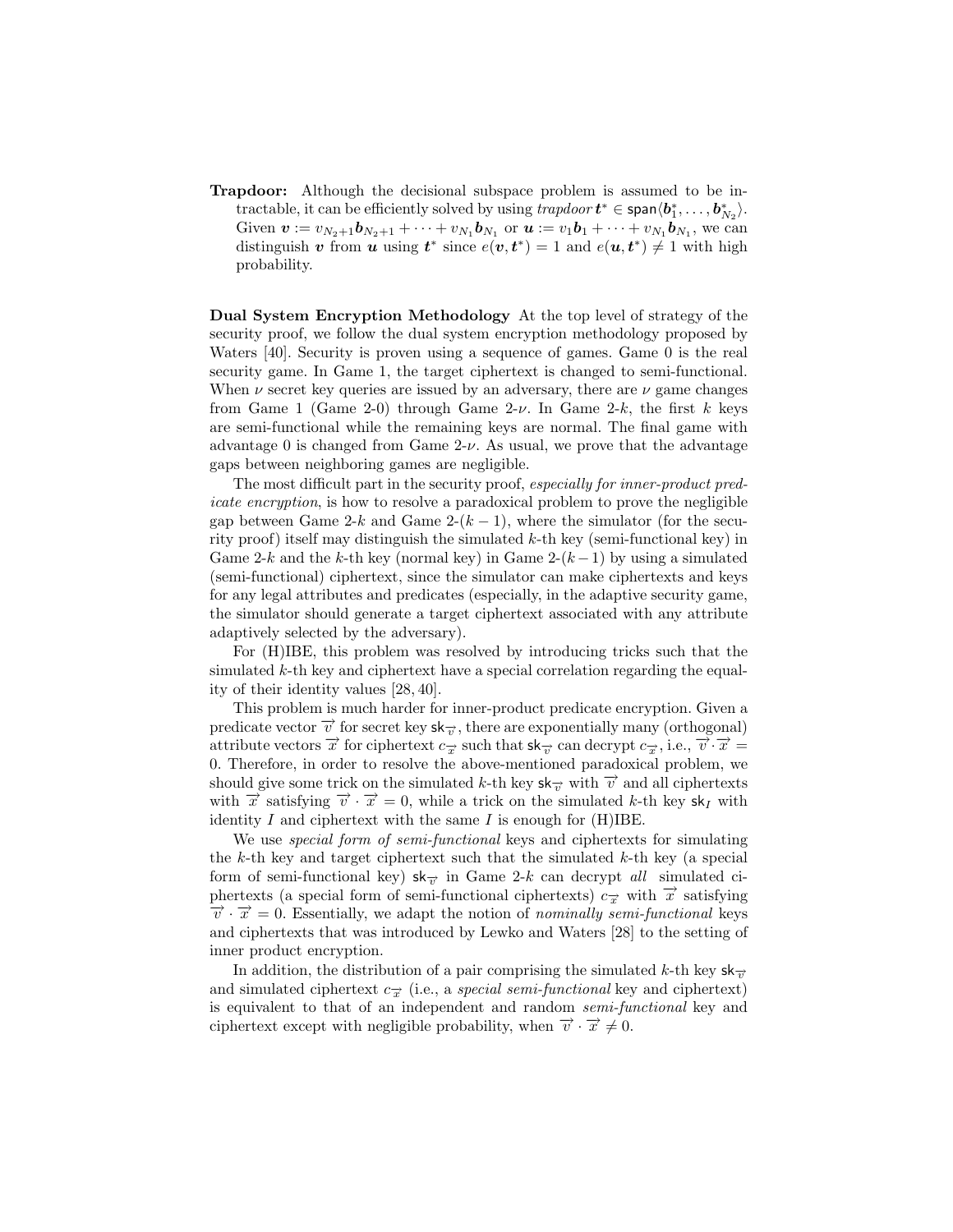**Trapdoor:** Although the decisional subspace problem is assumed to be intractable, it can be efficiently solved by using *trapdoor* $\boldsymbol{t}^* \in \mathsf{span}\langle \boldsymbol{b}_1^*, \ldots, \boldsymbol{b}_{N_2}^* \rangle$. Given $\boldsymbol{v} := v_{N_2+1}\boldsymbol{b}_{N_2+1} + \cdots + v_{N_1}\boldsymbol{b}_{N_1}$ or $\boldsymbol{u} := v_1\boldsymbol{b}_1 + \cdots + v_{N_1}\boldsymbol{b}_{N_1}$, we can distinguish $\boldsymbol{v}$ from $\boldsymbol{u}$ using $\boldsymbol{t}^*$ since $e(\boldsymbol{v}, \boldsymbol{t}^*) = 1$ and $e(\boldsymbol{u}, \boldsymbol{t}^*) \neq 1$ with high probability.

**Dual System Encryption Methodology** At the top level of strategy of the security proof, we follow the dual system encryption methodology proposed by Waters [40]. Security is proven using a sequence of games. Game 0 is the real security game. In Game 1, the target ciphertext is changed to semi-functional. When $\nu$ secret key queries are issued by an adversary, there are $\nu$ game changes from Game 1 (Game 2-0) through Game 2-$\nu$. In Game 2-$k$, the first $k$ keys are semi-functional while the remaining keys are normal. The final game with advantage 0 is changed from Game 2-$\nu$. As usual, we prove that the advantage gaps between neighboring games are negligible.

The most difficult part in the security proof, *especially for inner-product predicate encryption*, is how to resolve a paradoxical problem to prove the negligible gap between Game 2-$k$ and Game 2-$(k-1)$, where the simulator (for the security proof) itself may distinguish the simulated $k$-th key (semi-functional key) in Game 2-$k$ and the $k$-th key (normal key) in Game 2-$(k-1)$ by using a simulated (semi-functional) ciphertext, since the simulator can make ciphertexts and keys for any legal attributes and predicates (especially, in the adaptive security game, the simulator should generate a target ciphertext associated with any attribute adaptively selected by the adversary).

For (H)IBE, this problem was resolved by introducing tricks such that the simulated $k$-th key and ciphertext have a special correlation regarding the equality of their identity values [28, 40].

This problem is much harder for inner-product predicate encryption. Given a predicate vector $\overrightarrow{v}$ for secret key $\mathsf{sk}_{\overrightarrow{v}}$, there are exponentially many (orthogonal) attribute vectors $\overrightarrow{x}$ for ciphertext $c_{\overrightarrow{x}}$ such that $\mathsf{sk}_{\overrightarrow{v}}$ can decrypt $c_{\overrightarrow{x}}$, i.e., $\overrightarrow{v} \cdot \overrightarrow{x} = 0$. Therefore, in order to resolve the above-mentioned paradoxical problem, we should give some trick on the simulated $k$-th key $\mathsf{sk}_{\overrightarrow{v}}$ with $\overrightarrow{v}$ and all ciphertexts with $\overrightarrow{x}$ satisfying $\overrightarrow{v} \cdot \overrightarrow{x} = 0$, while a trick on the simulated $k$-th key $\mathsf{sk}_I$ with identity $I$ and ciphertext with the same $I$ is enough for (H)IBE.

We use *special form of semi-functional* keys and ciphertexts for simulating the $k$-th key and target ciphertext such that the simulated $k$-th key (a special form of semi-functional key) $\mathsf{sk}_{\overrightarrow{v}}$ in Game 2-$k$ can decrypt *all* simulated ciphertexts (a special form of semi-functional ciphertexts) $c_{\overrightarrow{x}}$ with $\overrightarrow{x}$ satisfying $\overrightarrow{v} \cdot \overrightarrow{x} = 0$. Essentially, we adapt the notion of *nominally semi-functional* keys and ciphertexts that was introduced by Lewko and Waters [28] to the setting of inner product encryption.

In addition, the distribution of a pair comprising the simulated $k$-th key $\mathsf{sk}_{\overrightarrow{v}}$ and simulated ciphertext $c_{\overrightarrow{x}}$ (i.e., a *special semi-functional* key and ciphertext) is equivalent to that of an independent and random *semi-functional* key and ciphertext except with negligible probability, when $\overrightarrow{v} \cdot \overrightarrow{x} \neq 0$.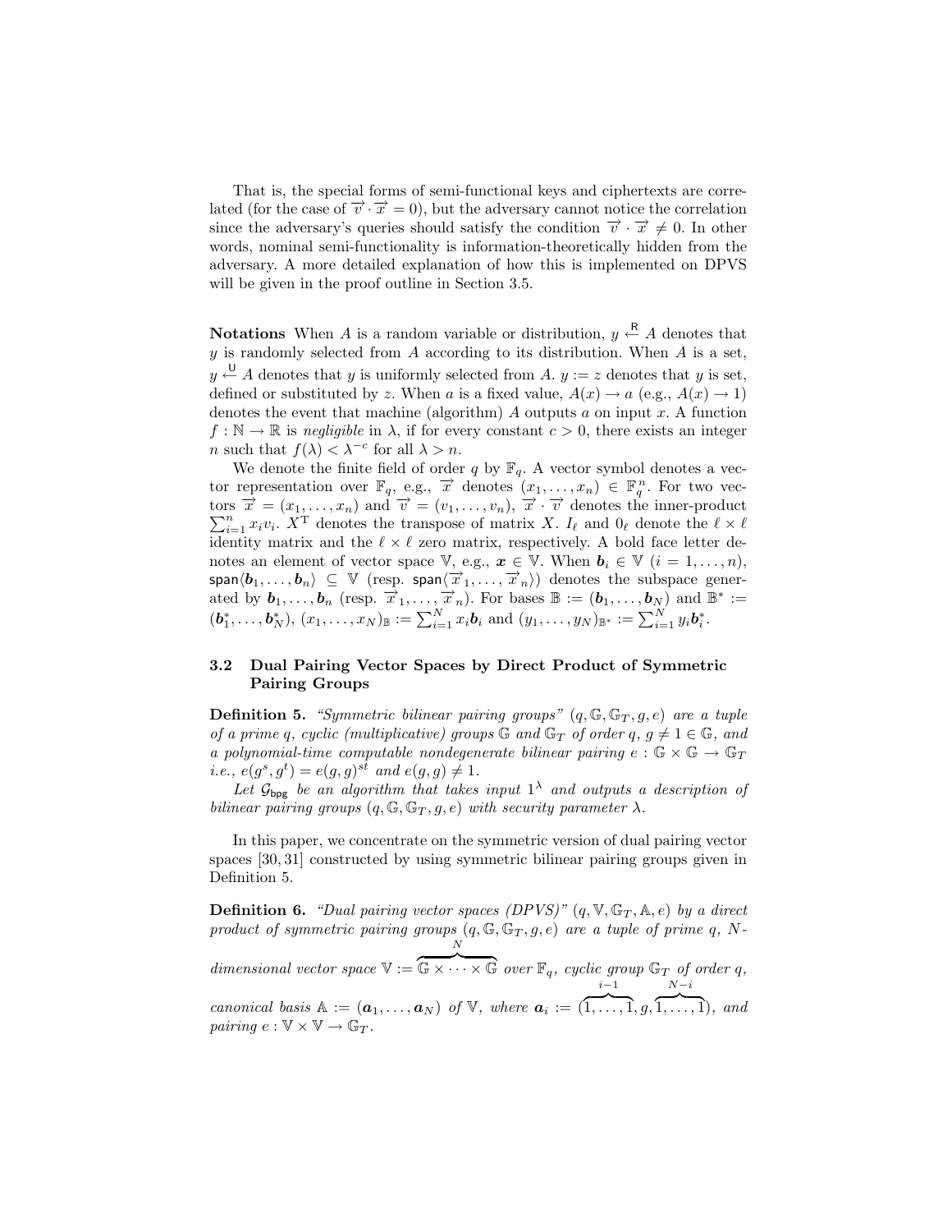That is, the special forms of semi-functional keys and ciphertexts are correlated (for the case of $\vec{v} \cdot \vec{x} = 0$), but the adversary cannot notice the correlation since the adversary's queries should satisfy the condition $\vec{v} \cdot \vec{x} \neq 0$. In other words, nominal semi-functionality is information-theoretically hidden from the adversary. A more detailed explanation of how this is implemented on DPVS will be given in the proof outline in Section 3.5.

**Notations** When $A$ is a random variable or distribution, $y \xleftarrow{\mathsf{R}} A$ denotes that $y$ is randomly selected from $A$ according to its distribution. When $A$ is a set, $y \xleftarrow{\mathsf{U}} A$ denotes that $y$ is uniformly selected from $A$. $y := z$ denotes that $y$ is set, defined or substituted by $z$. When $a$ is a fixed value, $A(x) \to a$ (e.g., $A(x) \to 1$) denotes the event that machine (algorithm) $A$ outputs $a$ on input $x$. A function $f : \mathbb{N} \to \mathbb{R}$ is *negligible* in $\lambda$, if for every constant $c > 0$, there exists an integer $n$ such that $f(\lambda) < \lambda^{-c}$ for all $\lambda > n$.

We denote the finite field of order $q$ by $\mathbb{F}_q$. A vector symbol denotes a vector representation over $\mathbb{F}_q$, e.g., $\vec{x}$ denotes $(x_1, \ldots, x_n) \in \mathbb{F}_q^n$. For two vectors $\vec{x} = (x_1, \ldots, x_n)$ and $\vec{v} = (v_1, \ldots, v_n)$, $\vec{x} \cdot \vec{v}$ denotes the inner-product $\sum_{i=1}^n x_i v_i$. $X^{\mathrm{T}}$ denotes the transpose of matrix $X$. $I_\ell$ and $0_\ell$ denote the $\ell \times \ell$ identity matrix and the $\ell \times \ell$ zero matrix, respectively. A bold face letter denotes an element of vector space $\mathbb{V}$, e.g., $\boldsymbol{x} \in \mathbb{V}$. When $\boldsymbol{b}_i \in \mathbb{V}$ $(i = 1, \ldots, n)$, $\mathsf{span}\langle \boldsymbol{b}_1, \ldots, \boldsymbol{b}_n \rangle \subseteq \mathbb{V}$ (resp. $\mathsf{span}\langle \vec{x}_1, \ldots, \vec{x}_n \rangle$) denotes the subspace generated by $\boldsymbol{b}_1, \ldots, \boldsymbol{b}_n$ (resp. $\vec{x}_1, \ldots, \vec{x}_n$). For bases $\mathbb{B} := (\boldsymbol{b}_1, \ldots, \boldsymbol{b}_N)$ and $\mathbb{B}^* := (\boldsymbol{b}_1^*, \ldots, \boldsymbol{b}_N^*)$, $(x_1, \ldots, x_N)_{\mathbb{B}} := \sum_{i=1}^N x_i \boldsymbol{b}_i$ and $(y_1, \ldots, y_N)_{\mathbb{B}^*} := \sum_{i=1}^N y_i \boldsymbol{b}_i^*$.

### 3.2 Dual Pairing Vector Spaces by Direct Product of Symmetric Pairing Groups

**Definition 5.** *"Symmetric bilinear pairing groups" $(q, \mathbb{G}, \mathbb{G}_T, g, e)$ are a tuple of a prime $q$, cyclic (multiplicative) groups $\mathbb{G}$ and $\mathbb{G}_T$ of order $q$, $g \neq 1 \in \mathbb{G}$, and a polynomial-time computable nondegenerate bilinear pairing $e : \mathbb{G} \times \mathbb{G} \to \mathbb{G}_T$ i.e., $e(g^s, g^t) = e(g, g)^{st}$ and $e(g, g) \neq 1$.*

*Let $\mathcal{G}_{\mathsf{bpg}}$ be an algorithm that takes input $1^\lambda$ and outputs a description of bilinear pairing groups $(q, \mathbb{G}, \mathbb{G}_T, g, e)$ with security parameter $\lambda$.*

In this paper, we concentrate on the symmetric version of dual pairing vector spaces [30, 31] constructed by using symmetric bilinear pairing groups given in Definition 5.

**Definition 6.** *"Dual pairing vector spaces (DPVS)" $(q, \mathbb{V}, \mathbb{G}_T, \mathbb{A}, e)$ by a direct product of symmetric pairing groups $(q, \mathbb{G}, \mathbb{G}_T, g, e)$ are a tuple of prime $q$, $N$-dimensional vector space $\mathbb{V} := \overbrace{\mathbb{G} \times \cdots \times \mathbb{G}}^{N}$ over $\mathbb{F}_q$, cyclic group $\mathbb{G}_T$ of order $q$, canonical basis $\mathbb{A} := (\boldsymbol{a}_1, \ldots, \boldsymbol{a}_N)$ of $\mathbb{V}$, where $\boldsymbol{a}_i := (\overbrace{1, \ldots, 1}^{i-1}, g, \overbrace{1, \ldots, 1}^{N-i})$, and pairing $e : \mathbb{V} \times \mathbb{V} \to \mathbb{G}_T$.*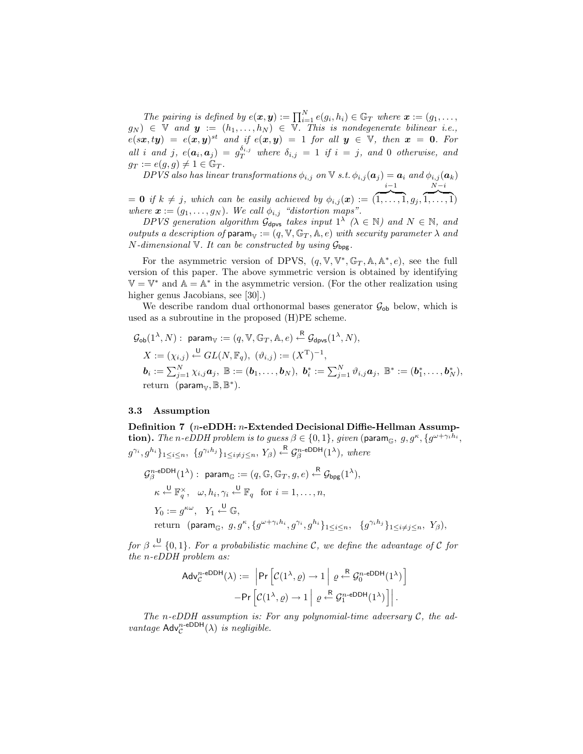*The pairing is defined by* $e(\boldsymbol{x}, \boldsymbol{y}) := \prod_{i=1}^{N} e(g_i, h_i) \in \mathbb{G}_T$ *where* $\boldsymbol{x} := (g_1, \ldots, g_N) \in \mathbb{V}$ *and* $\boldsymbol{y} := (h_1, \ldots, h_N) \in \mathbb{V}$*. This is nondegenerate bilinear i.e.,* $e(s\boldsymbol{x}, t\boldsymbol{y}) = e(\boldsymbol{x}, \boldsymbol{y})^{st}$ *and if* $e(\boldsymbol{x}, \boldsymbol{y}) = 1$ *for all* $\boldsymbol{y} \in \mathbb{V}$*, then* $\boldsymbol{x} = \boldsymbol{0}$*. For all* $i$ *and* $j$*,* $e(\boldsymbol{a}_i, \boldsymbol{a}_j) = g_T^{\delta_{i,j}}$ *where* $\delta_{i,j} = 1$ *if* $i = j$*, and* $0$ *otherwise, and* $g_T := e(g, g) \neq 1 \in \mathbb{G}_T$*.*

*DPVS also has linear transformations* $\phi_{i,j}$ *on* $\mathbb{V}$ *s.t.* $\phi_{i,j}(\boldsymbol{a}_j) = \boldsymbol{a}_i$ *and* $\phi_{i,j}(\boldsymbol{a}_k) = \boldsymbol{0}$ *if* $k \neq j$*, which can be easily achieved by* $\phi_{i,j}(\boldsymbol{x}) := (\overbrace{1, \ldots, 1}^{i-1}, g_j, \overbrace{1, \ldots, 1}^{N-i})$ *where* $\boldsymbol{x} := (g_1, \ldots, g_N)$*. We call* $\phi_{i,j}$ *"distortion maps".*

*DPVS generation algorithm* $\mathcal{G}_{\mathsf{dpvs}}$ *takes input* $1^\lambda$ *(*$\lambda \in \mathbb{N}$*) and* $N \in \mathbb{N}$*, and outputs a description of* $\mathsf{param}_{\mathbb{V}} := (q, \mathbb{V}, \mathbb{G}_T, \mathbb{A}, e)$ *with security parameter* $\lambda$ *and* $N$*-dimensional* $\mathbb{V}$*. It can be constructed by using* $\mathcal{G}_{\mathsf{bpg}}$*.*

For the asymmetric version of DPVS, $(q, \mathbb{V}, \mathbb{V}^*, \mathbb{G}_T, \mathbb{A}, \mathbb{A}^*, e)$, see the full version of this paper. The above symmetric version is obtained by identifying $\mathbb{V} = \mathbb{V}^*$ and $\mathbb{A} = \mathbb{A}^*$ in the asymmetric version. (For the other realization using higher genus Jacobians, see [30].)

We describe random dual orthonormal bases generator $\mathcal{G}_{\mathsf{ob}}$ below, which is used as a subroutine in the proposed (H)PE scheme.

$$
\begin{aligned}
&\mathcal{G}_{\mathsf{ob}}(1^\lambda, N): \ \mathsf{param}_{\mathbb{V}} := (q, \mathbb{V}, \mathbb{G}_T, \mathbb{A}, e) \xleftarrow{\mathsf{R}} \mathcal{G}_{\mathsf{dpvs}}(1^\lambda, N),\\
&\quad X := (\chi_{i,j}) \xleftarrow{\mathsf{U}} GL(N, \mathbb{F}_q), \ (\vartheta_{i,j}) := (X^{\mathrm{T}})^{-1},\\
&\quad \boldsymbol{b}_i := \textstyle\sum_{j=1}^{N} \chi_{i,j}\boldsymbol{a}_j, \ \mathbb{B} := (\boldsymbol{b}_1, \ldots, \boldsymbol{b}_N), \ \boldsymbol{b}_i^* := \sum_{j=1}^{N} \vartheta_{i,j}\boldsymbol{a}_j, \ \mathbb{B}^* := (\boldsymbol{b}_1^*, \ldots, \boldsymbol{b}_N^*),\\
&\quad \text{return} \ \ (\mathsf{param}_{\mathbb{V}}, \mathbb{B}, \mathbb{B}^*).
\end{aligned}
$$

### 3.3 Assumption

**Definition 7 ($n$-eDDH: $n$-Extended Decisional Diffie-Hellman Assumption).** *The n-eDDH problem is to guess* $\beta \in \{0,1\}$*, given* $(\mathsf{param}_{\mathbb{G}}, \ g, g^\kappa, \{g^{\omega+\gamma_i h_i}, g^{\gamma_i}, g^{h_i}\}_{1 \leq i \leq n}, \ \{g^{\gamma_i h_j}\}_{1 \leq i \neq j \leq n}, \ Y_\beta) \xleftarrow{\mathsf{R}} \mathcal{G}_\beta^{n\text{-}\mathsf{eDDH}}(1^\lambda)$*, where*

$$
\begin{aligned}
&\mathcal{G}_\beta^{n\text{-}\mathsf{eDDH}}(1^\lambda): \ \mathsf{param}_{\mathbb{G}} := (q, \mathbb{G}, \mathbb{G}_T, g, e) \xleftarrow{\mathsf{R}} \mathcal{G}_{\mathsf{bpg}}(1^\lambda),\\
&\quad \kappa \xleftarrow{\mathsf{U}} \mathbb{F}_q^\times, \ \ \omega, h_i, \gamma_i \xleftarrow{\mathsf{U}} \mathbb{F}_q \ \text{ for } i = 1, \ldots, n,\\
&\quad Y_0 := g^{\kappa\omega}, \ \ Y_1 \xleftarrow{\mathsf{U}} \mathbb{G},\\
&\quad \text{return} \ \ (\mathsf{param}_{\mathbb{G}}, \ g, g^\kappa, \{g^{\omega+\gamma_i h_i}, g^{\gamma_i}, g^{h_i}\}_{1 \leq i \leq n}, \ \ \{g^{\gamma_i h_j}\}_{1 \leq i \neq j \leq n}, \ Y_\beta),
\end{aligned}
$$

*for* $\beta \xleftarrow{\mathsf{U}} \{0,1\}$*. For a probabilistic machine* $\mathcal{C}$*, we define the advantage of* $\mathcal{C}$ *for the n-eDDH problem as:*

$$
\begin{aligned}
\mathsf{Adv}_{\mathcal{C}}^{n\text{-}\mathsf{eDDH}}(\lambda) := \ &\left| \mathsf{Pr}\left[ \mathcal{C}(1^\lambda, \varrho) \to 1 \ \middle| \ \varrho \xleftarrow{\mathsf{R}} \mathcal{G}_0^{n\text{-}\mathsf{eDDH}}(1^\lambda) \right] \right.\\
&\left. - \mathsf{Pr}\left[ \mathcal{C}(1^\lambda, \varrho) \to 1 \ \middle| \ \varrho \xleftarrow{\mathsf{R}} \mathcal{G}_1^{n\text{-}\mathsf{eDDH}}(1^\lambda) \right] \right|.
\end{aligned}
$$

*The n-eDDH assumption is: For any polynomial-time adversary* $\mathcal{C}$*, the advantage* $\mathsf{Adv}_{\mathcal{C}}^{n\text{-}\mathsf{eDDH}}(\lambda)$ *is negligible.*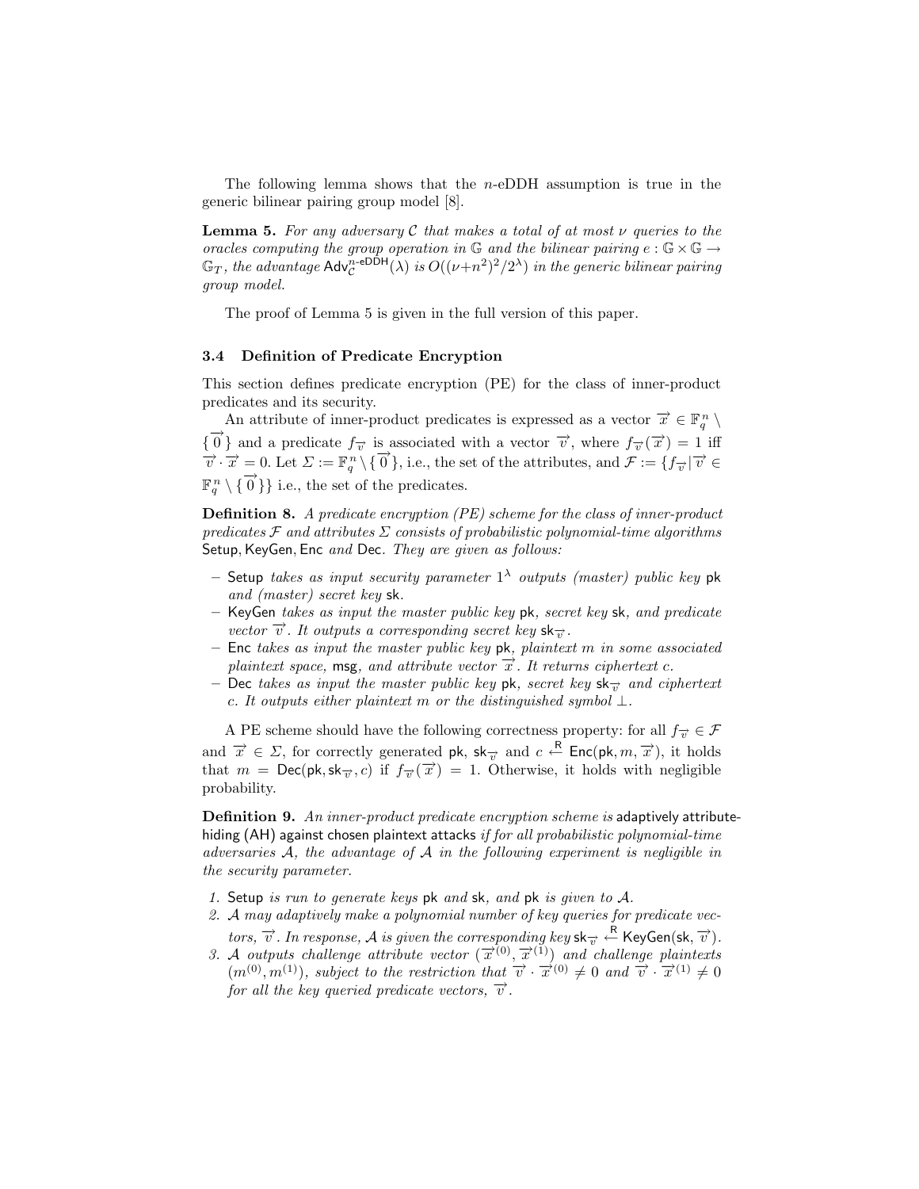The following lemma shows that the $n$-eDDH assumption is true in the generic bilinear pairing group model [8].

**Lemma 5.** *For any adversary $\mathcal{C}$ that makes a total of at most $\nu$ queries to the oracles computing the group operation in $\mathbb{G}$ and the bilinear pairing $e : \mathbb{G} \times \mathbb{G} \to \mathbb{G}_T$, the advantage $\mathsf{Adv}_{\mathcal{C}}^{n\text{-eDDH}}(\lambda)$ is $O((\nu + n^2)^2 / 2^\lambda)$ in the generic bilinear pairing group model.*

The proof of Lemma 5 is given in the full version of this paper.

### 3.4 Definition of Predicate Encryption

This section defines predicate encryption (PE) for the class of inner-product predicates and its security.

An attribute of inner-product predicates is expressed as a vector $\overrightarrow{x} \in \mathbb{F}_q^n \setminus \{\overrightarrow{0}\}$ and a predicate $f_{\overrightarrow{v}}$ is associated with a vector $\overrightarrow{v}$, where $f_{\overrightarrow{v}}(\overrightarrow{x}) = 1$ iff $\overrightarrow{v} \cdot \overrightarrow{x} = 0$. Let $\Sigma := \mathbb{F}_q^n \setminus \{\overrightarrow{0}\}$, i.e., the set of the attributes, and $\mathcal{F} := \{f_{\overrightarrow{v}} | \overrightarrow{v} \in \mathbb{F}_q^n \setminus \{\overrightarrow{0}\}\}$ i.e., the set of the predicates.

**Definition 8.** *A predicate encryption (PE) scheme for the class of inner-product predicates $\mathcal{F}$ and attributes $\Sigma$ consists of probabilistic polynomial-time algorithms* Setup, KeyGen, Enc *and* Dec. *They are given as follows:*

- Setup *takes as input security parameter $1^\lambda$ outputs (master) public key* pk *and (master) secret key* sk.
- KeyGen *takes as input the master public key* pk, *secret key* sk, *and predicate vector $\overrightarrow{v}$. It outputs a corresponding secret key $\mathsf{sk}_{\overrightarrow{v}}$.*
- Enc *takes as input the master public key* pk, *plaintext $m$ in some associated plaintext space,* msg, *and attribute vector $\overrightarrow{x}$. It returns ciphertext $c$.*
- Dec *takes as input the master public key* pk, *secret key $\mathsf{sk}_{\overrightarrow{v}}$ and ciphertext $c$. It outputs either plaintext $m$ or the distinguished symbol $\perp$.*

A PE scheme should have the following correctness property: for all $f_{\overrightarrow{v}} \in \mathcal{F}$ and $\overrightarrow{x} \in \Sigma$, for correctly generated pk, $\mathsf{sk}_{\overrightarrow{v}}$ and $c \xleftarrow{\mathsf{R}} \mathsf{Enc}(\mathsf{pk}, m, \overrightarrow{x})$, it holds that $m = \mathsf{Dec}(\mathsf{pk}, \mathsf{sk}_{\overrightarrow{v}}, c)$ if $f_{\overrightarrow{v}}(\overrightarrow{x}) = 1$. Otherwise, it holds with negligible probability.

**Definition 9.** *An inner-product predicate encryption scheme is* adaptively attribute-hiding (AH) against chosen plaintext attacks *if for all probabilistic polynomial-time adversaries $\mathcal{A}$, the advantage of $\mathcal{A}$ in the following experiment is negligible in the security parameter.*

1. Setup *is run to generate keys* pk *and* sk, *and* pk *is given to $\mathcal{A}$.*
2. *$\mathcal{A}$ may adaptively make a polynomial number of key queries for predicate vectors, $\overrightarrow{v}$. In response, $\mathcal{A}$ is given the corresponding key $\mathsf{sk}_{\overrightarrow{v}} \xleftarrow{\mathsf{R}} \mathsf{KeyGen}(\mathsf{sk}, \overrightarrow{v})$.*
3. *$\mathcal{A}$ outputs challenge attribute vector $(\overrightarrow{x}^{(0)}, \overrightarrow{x}^{(1)})$ and challenge plaintexts $(m^{(0)}, m^{(1)})$, subject to the restriction that $\overrightarrow{v} \cdot \overrightarrow{x}^{(0)} \neq 0$ and $\overrightarrow{v} \cdot \overrightarrow{x}^{(1)} \neq 0$ for all the key queried predicate vectors, $\overrightarrow{v}$.*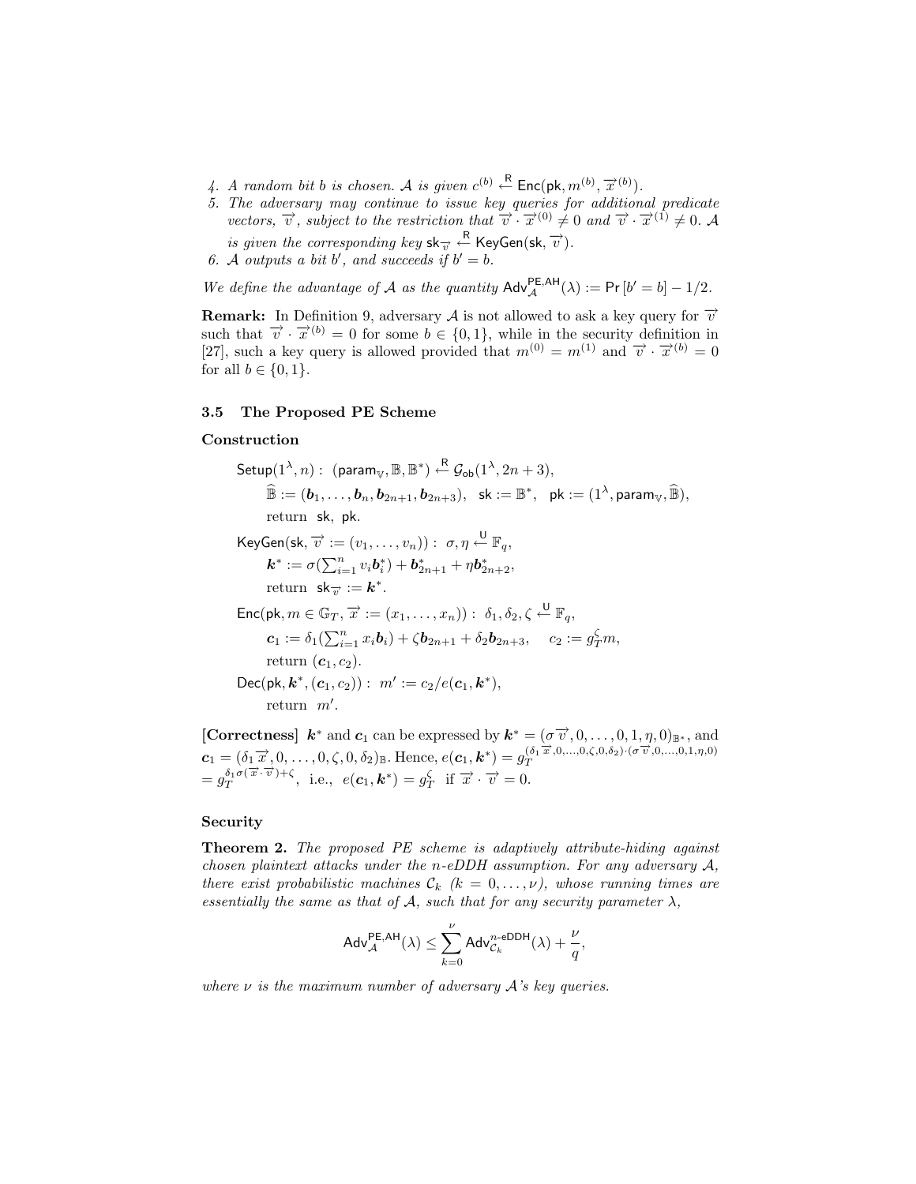4. A random bit $b$ is chosen. $\mathcal{A}$ is given $c^{(b)} \xleftarrow{\mathsf{R}} \mathsf{Enc}(\mathsf{pk}, m^{(b)}, \vec{x}^{(b)})$.
5. The adversary may continue to issue key queries for additional predicate vectors, $\vec{v}$, subject to the restriction that $\vec{v} \cdot \vec{x}^{(0)} \neq 0$ and $\vec{v} \cdot \vec{x}^{(1)} \neq 0$. $\mathcal{A}$ is given the corresponding key $\mathsf{sk}_{\vec{v}} \xleftarrow{\mathsf{R}} \mathsf{KeyGen}(\mathsf{sk}, \vec{v})$.
6. $\mathcal{A}$ outputs a bit $b'$, and succeeds if $b' = b$.

*We define the advantage of $\mathcal{A}$ as the quantity $\mathsf{Adv}^{\mathsf{PE,AH}}_{\mathcal{A}}(\lambda) := \Pr[b' = b] - 1/2$.*

**Remark:** In Definition 9, adversary $\mathcal{A}$ is not allowed to ask a key query for $\vec{v}$ such that $\vec{v} \cdot \vec{x}^{(b)} = 0$ for some $b \in \{0,1\}$, while in the security definition in [27], such a key query is allowed provided that $m^{(0)} = m^{(1)}$ and $\vec{v} \cdot \vec{x}^{(b)} = 0$ for all $b \in \{0,1\}$.

### 3.5 The Proposed PE Scheme

**Construction**

$$\mathsf{Setup}(1^\lambda, n) : \ (\mathsf{param}_{\mathbb{V}}, \mathbb{B}, \mathbb{B}^*) \xleftarrow{\mathsf{R}} \mathcal{G}_{\mathsf{ob}}(1^\lambda, 2n+3),$$
$$\widehat{\mathbb{B}} := (\boldsymbol{b}_1, \ldots, \boldsymbol{b}_n, \boldsymbol{b}_{2n+1}, \boldsymbol{b}_{2n+3}), \quad \mathsf{sk} := \mathbb{B}^*, \quad \mathsf{pk} := (1^\lambda, \mathsf{param}_{\mathbb{V}}, \widehat{\mathbb{B}}),$$
return $\mathsf{sk}$, $\mathsf{pk}$.

$$\mathsf{KeyGen}(\mathsf{sk}, \vec{v} := (v_1, \ldots, v_n)) : \ \sigma, \eta \xleftarrow{\mathsf{U}} \mathbb{F}_q,$$
$$\boldsymbol{k}^* := \sigma(\textstyle\sum_{i=1}^n v_i \boldsymbol{b}^*_i) + \boldsymbol{b}^*_{2n+1} + \eta \boldsymbol{b}^*_{2n+2},$$
return $\mathsf{sk}_{\vec{v}} := \boldsymbol{k}^*$.

$$\mathsf{Enc}(\mathsf{pk}, m \in \mathbb{G}_T, \vec{x} := (x_1, \ldots, x_n)) : \ \delta_1, \delta_2, \zeta \xleftarrow{\mathsf{U}} \mathbb{F}_q,$$
$$\boldsymbol{c}_1 := \delta_1(\textstyle\sum_{i=1}^n x_i \boldsymbol{b}_i) + \zeta \boldsymbol{b}_{2n+1} + \delta_2 \boldsymbol{b}_{2n+3}, \quad c_2 := g_T^\zeta m,$$
return $(\boldsymbol{c}_1, c_2)$.

$$\mathsf{Dec}(\mathsf{pk}, \boldsymbol{k}^*, (\boldsymbol{c}_1, c_2)) : \ m' := c_2 / e(\boldsymbol{c}_1, \boldsymbol{k}^*),$$
return $m'$.

**[Correctness]** $\boldsymbol{k}^*$ and $\boldsymbol{c}_1$ can be expressed by $\boldsymbol{k}^* = (\sigma\vec{v}, 0, \ldots, 0, 1, \eta, 0)_{\mathbb{B}^*}$, and $\boldsymbol{c}_1 = (\delta_1\vec{x}, 0, \ldots, 0, \zeta, 0, \delta_2)_{\mathbb{B}}$. Hence, $e(\boldsymbol{c}_1, \boldsymbol{k}^*) = g_T^{(\delta_1\vec{x}, 0, \ldots, 0, \zeta, 0, \delta_2)\cdot(\sigma\vec{v}, 0, \ldots, 0, 1, \eta, 0)}$ $= g_T^{\delta_1\sigma(\vec{x}\cdot\vec{v}) + \zeta}$, i.e., $e(\boldsymbol{c}_1, \boldsymbol{k}^*) = g_T^\zeta$ if $\vec{x} \cdot \vec{v} = 0$.

**Security**

**Theorem 2.** *The proposed PE scheme is adaptively attribute-hiding against chosen plaintext attacks under the n-eDDH assumption. For any adversary $\mathcal{A}$, there exist probabilistic machines $\mathcal{C}_k$ ($k = 0, \ldots, \nu$), whose running times are essentially the same as that of $\mathcal{A}$, such that for any security parameter $\lambda$,*

$$\mathsf{Adv}^{\mathsf{PE,AH}}_{\mathcal{A}}(\lambda) \leq \sum_{k=0}^{\nu} \mathsf{Adv}^{n\text{-}\mathsf{eDDH}}_{\mathcal{C}_k}(\lambda) + \frac{\nu}{q},$$

*where $\nu$ is the maximum number of adversary $\mathcal{A}$'s key queries.*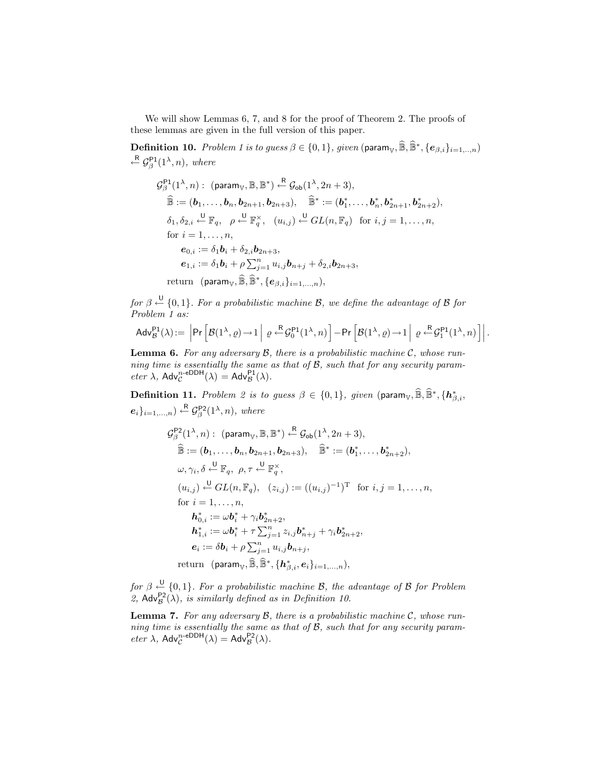We will show Lemmas 6, 7, and 8 for the proof of Theorem 2. The proofs of these lemmas are given in the full version of this paper.

**Definition 10.** *Problem 1 is to guess* $\beta \in \{0,1\}$*, given* $(\mathsf{param}_{\mathbb{V}}, \widehat{\mathbb{B}}, \widehat{\mathbb{B}}^*, \{\boldsymbol{e}_{\beta,i}\}_{i=1,..,n}) \xleftarrow{\mathsf{R}} \mathcal{G}^{\mathsf{P1}}_{\beta}(1^\lambda, n)$*, where*

$$
\begin{aligned}
&\mathcal{G}^{\mathsf{P1}}_{\beta}(1^\lambda, n): \ (\mathsf{param}_{\mathbb{V}}, \mathbb{B}, \mathbb{B}^*) \xleftarrow{\mathsf{R}} \mathcal{G}_{\mathsf{ob}}(1^\lambda, 2n+3), \\
&\quad \widehat{\mathbb{B}} := (\boldsymbol{b}_1, \ldots, \boldsymbol{b}_n, \boldsymbol{b}_{2n+1}, \boldsymbol{b}_{2n+3}), \quad \widehat{\mathbb{B}}^* := (\boldsymbol{b}^*_1, \ldots, \boldsymbol{b}^*_n, \boldsymbol{b}^*_{2n+1}, \boldsymbol{b}^*_{2n+2}), \\
&\quad \delta_1, \delta_{2,i} \xleftarrow{\mathsf{U}} \mathbb{F}_q, \quad \rho \xleftarrow{\mathsf{U}} \mathbb{F}_q^\times, \quad (u_{i,j}) \xleftarrow{\mathsf{U}} GL(n, \mathbb{F}_q) \ \text{ for } i,j = 1, \ldots, n, \\
&\quad \text{for } i = 1, \ldots, n, \\
&\quad\quad \boldsymbol{e}_{0,i} := \delta_1 \boldsymbol{b}_i + \delta_{2,i} \boldsymbol{b}_{2n+3}, \\
&\quad\quad \boldsymbol{e}_{1,i} := \delta_1 \boldsymbol{b}_i + \rho \textstyle\sum_{j=1}^{n} u_{i,j} \boldsymbol{b}_{n+j} + \delta_{2,i} \boldsymbol{b}_{2n+3}, \\
&\quad \text{return} \ \ (\mathsf{param}_{\mathbb{V}}, \widehat{\mathbb{B}}, \widehat{\mathbb{B}}^*, \{\boldsymbol{e}_{\beta,i}\}_{i=1,\ldots,n}),
\end{aligned}
$$

*for* $\beta \xleftarrow{\mathsf{U}} \{0,1\}$*. For a probabilistic machine* $\mathcal{B}$*, we define the advantage of* $\mathcal{B}$ *for Problem 1 as:*

$$
\mathsf{Adv}^{\mathsf{P1}}_{\mathcal{B}}(\lambda) := \left| \Pr\left[\mathcal{B}(1^\lambda, \varrho) \to 1 \,\middle|\, \varrho \xleftarrow{\mathsf{R}} \mathcal{G}^{\mathsf{P1}}_0(1^\lambda, n)\right] - \Pr\left[\mathcal{B}(1^\lambda, \varrho) \to 1 \,\middle|\, \varrho \xleftarrow{\mathsf{R}} \mathcal{G}^{\mathsf{P1}}_1(1^\lambda, n)\right] \right|.
$$

**Lemma 6.** *For any adversary* $\mathcal{B}$*, there is a probabilistic machine* $\mathcal{C}$*, whose running time is essentially the same as that of* $\mathcal{B}$*, such that for any security parameter* $\lambda$*,* $\mathsf{Adv}^{n\text{-}\mathsf{eDDH}}_{\mathcal{C}}(\lambda) = \mathsf{Adv}^{\mathsf{P1}}_{\mathcal{B}}(\lambda)$*.*

**Definition 11.** *Problem 2 is to guess* $\beta \in \{0,1\}$*, given* $(\mathsf{param}_{\mathbb{V}}, \widehat{\mathbb{B}}, \widehat{\mathbb{B}}^*, \{\boldsymbol{h}^*_{\beta,i}, \boldsymbol{e}_i\}_{i=1,\ldots,n}) \xleftarrow{\mathsf{R}} \mathcal{G}^{\mathsf{P2}}_{\beta}(1^\lambda, n)$*, where*

$$
\begin{aligned}
&\mathcal{G}^{\mathsf{P2}}_{\beta}(1^\lambda, n): \ (\mathsf{param}_{\mathbb{V}}, \mathbb{B}, \mathbb{B}^*) \xleftarrow{\mathsf{R}} \mathcal{G}_{\mathsf{ob}}(1^\lambda, 2n+3), \\
&\quad \widehat{\mathbb{B}} := (\boldsymbol{b}_1, \ldots, \boldsymbol{b}_n, \boldsymbol{b}_{2n+1}, \boldsymbol{b}_{2n+3}), \quad \widehat{\mathbb{B}}^* := (\boldsymbol{b}^*_1, \ldots, \boldsymbol{b}^*_{2n+2}), \\
&\quad \omega, \gamma_i, \delta \xleftarrow{\mathsf{U}} \mathbb{F}_q, \ \rho, \tau \xleftarrow{\mathsf{U}} \mathbb{F}_q^\times, \\
&\quad (u_{i,j}) \xleftarrow{\mathsf{U}} GL(n, \mathbb{F}_q), \quad (z_{i,j}) := ((u_{i,j})^{-1})^{\mathrm{T}} \ \text{ for } i,j = 1, \ldots, n, \\
&\quad \text{for } i = 1, \ldots, n, \\
&\quad\quad \boldsymbol{h}^*_{0,i} := \omega \boldsymbol{b}^*_i + \gamma_i \boldsymbol{b}^*_{2n+2}, \\
&\quad\quad \boldsymbol{h}^*_{1,i} := \omega \boldsymbol{b}^*_i + \tau \textstyle\sum_{j=1}^{n} z_{i,j} \boldsymbol{b}^*_{n+j} + \gamma_i \boldsymbol{b}^*_{2n+2}, \\
&\quad\quad \boldsymbol{e}_i := \delta \boldsymbol{b}_i + \rho \textstyle\sum_{j=1}^{n} u_{i,j} \boldsymbol{b}_{n+j}, \\
&\quad \text{return} \ \ (\mathsf{param}_{\mathbb{V}}, \widehat{\mathbb{B}}, \widehat{\mathbb{B}}^*, \{\boldsymbol{h}^*_{\beta,i}, \boldsymbol{e}_i\}_{i=1,\ldots,n}),
\end{aligned}
$$

*for* $\beta \xleftarrow{\mathsf{U}} \{0,1\}$*. For a probabilistic machine* $\mathcal{B}$*, the advantage of* $\mathcal{B}$ *for Problem 2,* $\mathsf{Adv}^{\mathsf{P2}}_{\mathcal{B}}(\lambda)$*, is similarly defined as in Definition 10.*

**Lemma 7.** *For any adversary* $\mathcal{B}$*, there is a probabilistic machine* $\mathcal{C}$*, whose running time is essentially the same as that of* $\mathcal{B}$*, such that for any security parameter* $\lambda$*,* $\mathsf{Adv}^{n\text{-}\mathsf{eDDH}}_{\mathcal{C}}(\lambda) = \mathsf{Adv}^{\mathsf{P2}}_{\mathcal{B}}(\lambda)$*.*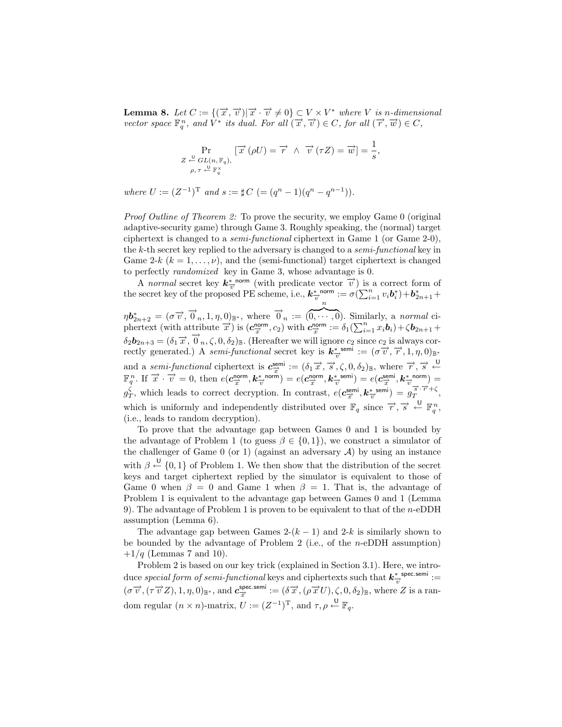**Lemma 8.** *Let* $C := \{(\vec{x}, \vec{v}) | \vec{x} \cdot \vec{v} \neq 0\} \subset V \times V^*$ *where* $V$ *is* $n$*-dimensional vector space* $\mathbb{F}_q^n$*, and* $V^*$ *its dual. For all* $(\vec{x}, \vec{v}) \in C$*, for all* $(\vec{r}, \vec{w}) \in C$*,*

$$\Pr_{\substack{Z \xleftarrow{\mathsf{U}} GL(n, \mathbb{F}_q), \\ \rho, \tau \xleftarrow{\mathsf{U}} \mathbb{F}_q^{\times}}} [\vec{x}(\rho U) = \vec{r} \ \wedge \ \vec{v}(\tau Z) = \vec{w}] = \frac{1}{s},$$

*where* $U := (Z^{-1})^{\mathrm{T}}$ *and* $s := \sharp C \ (= (q^n - 1)(q^n - q^{n-1}))$*.*

*Proof Outline of Theorem 2:* To prove the security, we employ Game 0 (original adaptive-security game) through Game 3. Roughly speaking, the (normal) target ciphertext is changed to a *semi-functional* ciphertext in Game 1 (or Game 2-0), the $k$-th secret key replied to the adversary is changed to a *semi-functional* key in Game 2-$k$ ($k = 1, \ldots, \nu$), and the (semi-functional) target ciphertext is changed to perfectly *randomized* key in Game 3, whose advantage is 0.

A *normal* secret key $\boldsymbol{k}_{\vec{v}}^{*\,\mathsf{norm}}$ (with predicate vector $\vec{v}$) is a correct form of the secret key of the proposed PE scheme, i.e., $\boldsymbol{k}_{\vec{v}}^{*\,\mathsf{norm}} := \sigma(\sum_{i=1}^{n} v_i \boldsymbol{b}_i^*) + \boldsymbol{b}_{2n+1}^* + \eta \boldsymbol{b}_{2n+2}^* = (\sigma \vec{v}, \vec{0}_n, 1, \eta, 0)_{\mathbb{B}^*}$, where $\vec{0}_n := (\overbrace{0, \cdots, 0}^{n})$. Similarly, a *normal* ciphertext (with attribute $\vec{x}$) is $(\boldsymbol{c}_{\vec{x}}^{\mathsf{norm}}, c_2)$ with $\boldsymbol{c}_{\vec{x}}^{\mathsf{norm}} := \delta_1(\sum_{i=1}^{n} x_i \boldsymbol{b}_i) + \zeta \boldsymbol{b}_{2n+1} + \delta_2 \boldsymbol{b}_{2n+3} = (\delta_1 \vec{x}, \vec{0}_n, \zeta, 0, \delta_2)_{\mathbb{B}}$. (Hereafter we will ignore $c_2$ since $c_2$ is always correctly generated.) A *semi-functional* secret key is $\boldsymbol{k}_{\vec{v}}^{*\,\mathsf{semi}} := (\sigma \vec{v}, \vec{r}, 1, \eta, 0)_{\mathbb{B}^*}$ and a *semi-functional* ciphertext is $\boldsymbol{c}_{\vec{x}}^{\mathsf{semi}} := (\delta_1 \vec{x}, \vec{s}, \zeta, 0, \delta_2)_{\mathbb{B}}$, where $\vec{r}, \vec{s} \xleftarrow{\mathsf{U}} \mathbb{F}_q^n$. If $\vec{x} \cdot \vec{v} = 0$, then $e(\boldsymbol{c}_{\vec{x}}^{\mathsf{norm}}, \boldsymbol{k}_{\vec{v}}^{*\,\mathsf{norm}}) = e(\boldsymbol{c}_{\vec{x}}^{\mathsf{norm}}, \boldsymbol{k}_{\vec{v}}^{*\,\mathsf{semi}}) = e(\boldsymbol{c}_{\vec{x}}^{\mathsf{semi}}, \boldsymbol{k}_{\vec{v}}^{*\,\mathsf{norm}}) = g_T^{\zeta}$, which leads to correct decryption. In contrast, $e(\boldsymbol{c}_{\vec{x}}^{\mathsf{semi}}, \boldsymbol{k}_{\vec{v}}^{*\,\mathsf{semi}}) = g_T^{\vec{s} \cdot \vec{r} + \zeta}$, which is uniformly and independently distributed over $\mathbb{F}_q$ since $\vec{r}, \vec{s} \xleftarrow{\mathsf{U}} \mathbb{F}_q^n$, (i.e., leads to random decryption).

To prove that the advantage gap between Games 0 and 1 is bounded by the advantage of Problem 1 (to guess $\beta \in \{0, 1\}$), we construct a simulator of the challenger of Game 0 (or 1) (against an adversary $\mathcal{A}$) by using an instance with $\beta \xleftarrow{\mathsf{U}} \{0, 1\}$ of Problem 1. We then show that the distribution of the secret keys and target ciphertext replied by the simulator is equivalent to those of Game 0 when $\beta = 0$ and Game 1 when $\beta = 1$. That is, the advantage of Problem 1 is equivalent to the advantage gap between Games 0 and 1 (Lemma 9). The advantage of Problem 1 is proven to be equivalent to that of the $n$-eDDH assumption (Lemma 6).

The advantage gap between Games 2-$(k-1)$ and 2-$k$ is similarly shown to be bounded by the advantage of Problem 2 (i.e., of the $n$-eDDH assumption) $+1/q$ (Lemmas 7 and 10).

Problem 2 is based on our key trick (explained in Section 3.1). Here, we introduce *special form of semi-functional* keys and ciphertexts such that $\boldsymbol{k}_{\vec{v}}^{*\,\mathsf{spec.semi}} := (\sigma \vec{v}, (\tau \vec{v} Z), 1, \eta, 0)_{\mathbb{B}^*}$, and $\boldsymbol{c}_{\vec{x}}^{\mathsf{spec.semi}} := (\delta \vec{x}, (\rho \vec{x} U), \zeta, 0, \delta_2)_{\mathbb{B}}$, where $Z$ is a random regular $(n \times n)$-matrix, $U := (Z^{-1})^{\mathrm{T}}$, and $\tau, \rho \xleftarrow{\mathsf{U}} \mathbb{F}_q$.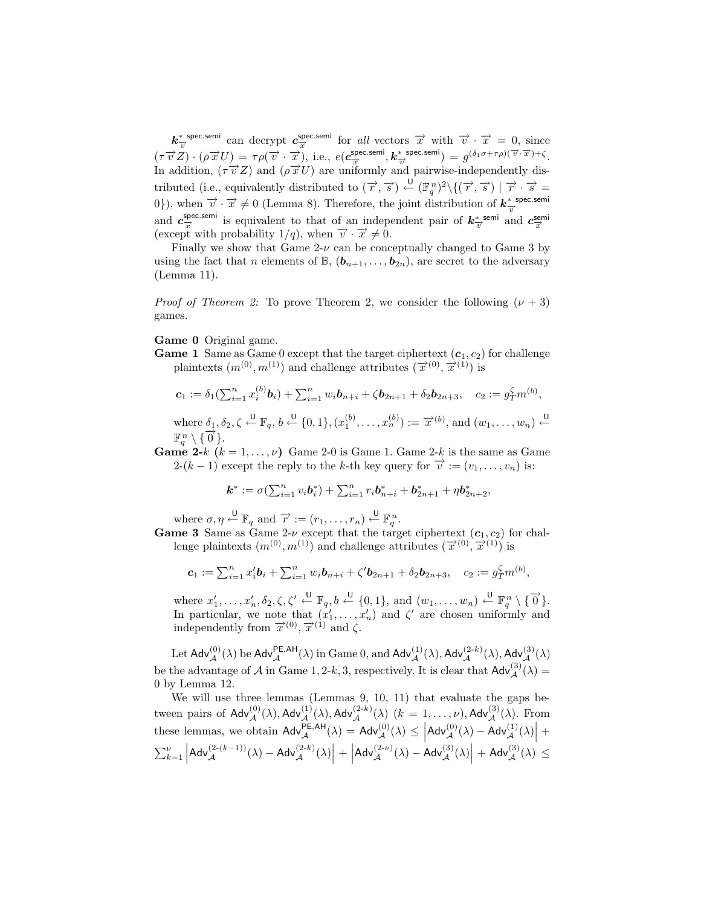$\boldsymbol{k}^{*\ \mathsf{spec.semi}}_{\overrightarrow{v}}$ can decrypt $\boldsymbol{c}^{\mathsf{spec.semi}}_{\overrightarrow{x}}$ for *all* vectors $\overrightarrow{x}$ with $\overrightarrow{v} \cdot \overrightarrow{x} = 0$, since $(\tau \overrightarrow{v} Z) \cdot (\rho \overrightarrow{x} U) = \tau\rho(\overrightarrow{v} \cdot \overrightarrow{x})$, i.e., $e(\boldsymbol{c}^{\mathsf{spec.semi}}_{\overrightarrow{x}}, \boldsymbol{k}^{*\ \mathsf{spec.semi}}_{\overrightarrow{v}}) = g^{(\delta_1\sigma + \tau\rho)(\overrightarrow{v} \cdot \overrightarrow{x}) + \zeta}$. In addition, $(\tau \overrightarrow{v} Z)$ and $(\rho \overrightarrow{x} U)$ are uniformly and pairwise-independently distributed (i.e., equivalently distributed to $(\overrightarrow{r}, \overrightarrow{s}) \xleftarrow{\mathsf{U}} (\mathbb{F}_q^n)^2 \setminus \{(\overrightarrow{r}, \overrightarrow{s}) \mid \overrightarrow{r} \cdot \overrightarrow{s} = 0\}$), when $\overrightarrow{v} \cdot \overrightarrow{x} \neq 0$ (Lemma 8). Therefore, the joint distribution of $\boldsymbol{k}^{*\ \mathsf{spec.semi}}_{\overrightarrow{v}}$ and $\boldsymbol{c}^{\mathsf{spec.semi}}_{\overrightarrow{x}}$ is equivalent to that of an independent pair of $\boldsymbol{k}^{*\ \mathsf{semi}}_{\overrightarrow{v}}$ and $\boldsymbol{c}^{\mathsf{semi}}_{\overrightarrow{x}}$ (except with probability $1/q$), when $\overrightarrow{v} \cdot \overrightarrow{x} \neq 0$.

Finally we show that Game 2-$\nu$ can be conceptually changed to Game 3 by using the fact that $n$ elements of $\mathbb{B}$, $(\boldsymbol{b}_{n+1}, \ldots, \boldsymbol{b}_{2n})$, are secret to the adversary (Lemma 11).

*Proof of Theorem 2:* To prove Theorem 2, we consider the following $(\nu + 3)$ games.

**Game 0** Original game.

**Game 1** Same as Game 0 except that the target ciphertext $(\boldsymbol{c}_1, c_2)$ for challenge plaintexts $(m^{(0)}, m^{(1)})$ and challenge attributes $(\overrightarrow{x}^{(0)}, \overrightarrow{x}^{(1)})$ is

$$\boldsymbol{c}_1 := \delta_1(\textstyle\sum_{i=1}^n x_i^{(b)} \boldsymbol{b}_i) + \sum_{i=1}^n w_i \boldsymbol{b}_{n+i} + \zeta \boldsymbol{b}_{2n+1} + \delta_2 \boldsymbol{b}_{2n+3}, \quad c_2 := g_T^{\zeta} m^{(b)},$$

where $\delta_1, \delta_2, \zeta \xleftarrow{\mathsf{U}} \mathbb{F}_q$, $b \xleftarrow{\mathsf{U}} \{0,1\}$, $(x_1^{(b)}, \ldots, x_n^{(b)}) := \overrightarrow{x}^{(b)}$, and $(w_1, \ldots, w_n) \xleftarrow{\mathsf{U}} \mathbb{F}_q^n \setminus \{\overrightarrow{0}\}$.

**Game 2-$k$ $(k = 1, \ldots, \nu)$** Game 2-0 is Game 1. Game 2-$k$ is the same as Game 2-$(k-1)$ except the reply to the $k$-th key query for $\overrightarrow{v} := (v_1, \ldots, v_n)$ is:

$$\boldsymbol{k}^* := \sigma(\textstyle\sum_{i=1}^n v_i \boldsymbol{b}_i^*) + \sum_{i=1}^n r_i \boldsymbol{b}_{n+i}^* + \boldsymbol{b}_{2n+1}^* + \eta \boldsymbol{b}_{2n+2}^*,$$

where $\sigma, \eta \xleftarrow{\mathsf{U}} \mathbb{F}_q$ and $\overrightarrow{r} := (r_1, \ldots, r_n) \xleftarrow{\mathsf{U}} \mathbb{F}_q^n$.

**Game 3** Same as Game 2-$\nu$ except that the target ciphertext $(\boldsymbol{c}_1, c_2)$ for challenge plaintexts $(m^{(0)}, m^{(1)})$ and challenge attributes $(\overrightarrow{x}^{(0)}, \overrightarrow{x}^{(1)})$ is

$$\boldsymbol{c}_1 := \textstyle\sum_{i=1}^n x_i' \boldsymbol{b}_i + \sum_{i=1}^n w_i \boldsymbol{b}_{n+i} + \zeta' \boldsymbol{b}_{2n+1} + \delta_2 \boldsymbol{b}_{2n+3}, \quad c_2 := g_T^{\zeta} m^{(b)},$$

where $x_1', \ldots, x_n', \delta_2, \zeta, \zeta' \xleftarrow{\mathsf{U}} \mathbb{F}_q$, $b \xleftarrow{\mathsf{U}} \{0,1\}$, and $(w_1, \ldots, w_n) \xleftarrow{\mathsf{U}} \mathbb{F}_q^n \setminus \{\overrightarrow{0}\}$. In particular, we note that $(x_1', \ldots, x_n')$ and $\zeta'$ are chosen uniformly and independently from $\overrightarrow{x}^{(0)}, \overrightarrow{x}^{(1)}$ and $\zeta$.

Let $\mathsf{Adv}_{\mathcal{A}}^{(0)}(\lambda)$ be $\mathsf{Adv}_{\mathcal{A}}^{\mathsf{PE,AH}}(\lambda)$ in Game 0, and $\mathsf{Adv}_{\mathcal{A}}^{(1)}(\lambda), \mathsf{Adv}_{\mathcal{A}}^{(2\text{-}k)}(\lambda), \mathsf{Adv}_{\mathcal{A}}^{(3)}(\lambda)$ be the advantage of $\mathcal{A}$ in Game $1, 2\text{-}k, 3$, respectively. It is clear that $\mathsf{Adv}_{\mathcal{A}}^{(3)}(\lambda) = 0$ by Lemma 12.

We will use three lemmas (Lemmas 9, 10, 11) that evaluate the gaps between pairs of $\mathsf{Adv}_{\mathcal{A}}^{(0)}(\lambda), \mathsf{Adv}_{\mathcal{A}}^{(1)}(\lambda), \mathsf{Adv}_{\mathcal{A}}^{(2\text{-}k)}(\lambda)$ $(k = 1, \ldots, \nu)$, $\mathsf{Adv}_{\mathcal{A}}^{(3)}(\lambda)$. From these lemmas, we obtain $\mathsf{Adv}_{\mathcal{A}}^{\mathsf{PE,AH}}(\lambda) = \mathsf{Adv}_{\mathcal{A}}^{(0)}(\lambda) \leq \left|\mathsf{Adv}_{\mathcal{A}}^{(0)}(\lambda) - \mathsf{Adv}_{\mathcal{A}}^{(1)}(\lambda)\right| + \sum_{k=1}^{\nu} \left|\mathsf{Adv}_{\mathcal{A}}^{(2\text{-}(k-1))}(\lambda) - \mathsf{Adv}_{\mathcal{A}}^{(2\text{-}k)}(\lambda)\right| + \left|\mathsf{Adv}_{\mathcal{A}}^{(2\text{-}\nu)}(\lambda) - \mathsf{Adv}_{\mathcal{A}}^{(3)}(\lambda)\right| + \mathsf{Adv}_{\mathcal{A}}^{(3)}(\lambda) \leq$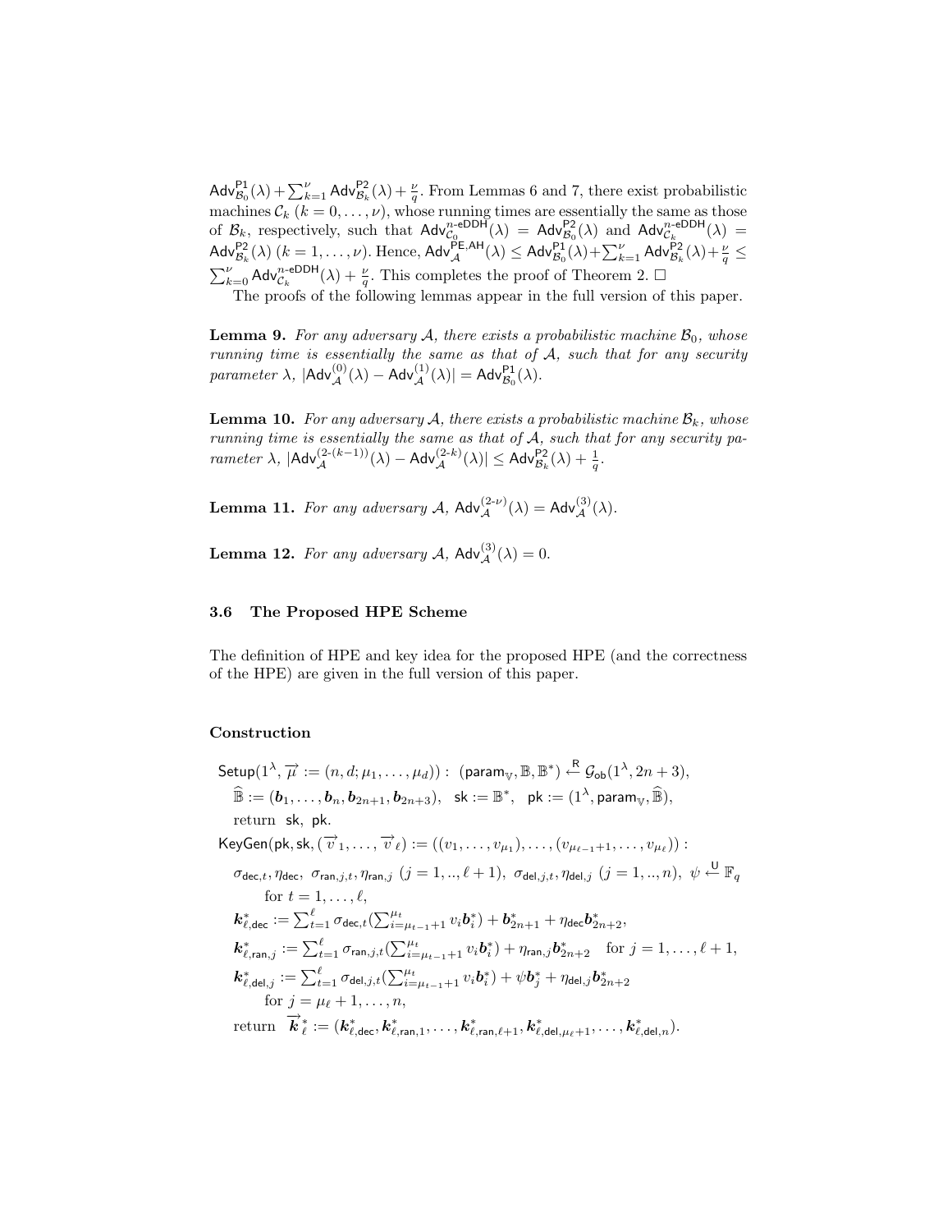$\mathsf{Adv}^{\mathsf{P1}}_{\mathcal{B}_0}(\lambda) + \sum_{k=1}^{\nu} \mathsf{Adv}^{\mathsf{P2}}_{\mathcal{B}_k}(\lambda) + \frac{\nu}{q}$. From Lemmas 6 and 7, there exist probabilistic machines $\mathcal{C}_k$ $(k = 0, \ldots, \nu)$, whose running times are essentially the same as those of $\mathcal{B}_k$, respectively, such that $\mathsf{Adv}^{n\text{-eDDH}}_{\mathcal{C}_0}(\lambda) = \mathsf{Adv}^{\mathsf{P2}}_{\mathcal{B}_0}(\lambda)$ and $\mathsf{Adv}^{n\text{-eDDH}}_{\mathcal{C}_k}(\lambda) = \mathsf{Adv}^{\mathsf{P2}}_{\mathcal{B}_k}(\lambda)$ $(k = 1, \ldots, \nu)$. Hence, $\mathsf{Adv}^{\mathsf{PE,AH}}_{\mathcal{A}}(\lambda) \leq \mathsf{Adv}^{\mathsf{P1}}_{\mathcal{B}_0}(\lambda) + \sum_{k=1}^{\nu} \mathsf{Adv}^{\mathsf{P2}}_{\mathcal{B}_k}(\lambda) + \frac{\nu}{q} \leq \sum_{k=0}^{\nu} \mathsf{Adv}^{n\text{-eDDH}}_{\mathcal{C}_k}(\lambda) + \frac{\nu}{q}$. This completes the proof of Theorem 2. □

The proofs of the following lemmas appear in the full version of this paper.

**Lemma 9.** *For any adversary $\mathcal{A}$, there exists a probabilistic machine $\mathcal{B}_0$, whose running time is essentially the same as that of $\mathcal{A}$, such that for any security parameter $\lambda$, $|\mathsf{Adv}^{(0)}_{\mathcal{A}}(\lambda) - \mathsf{Adv}^{(1)}_{\mathcal{A}}(\lambda)| = \mathsf{Adv}^{\mathsf{P1}}_{\mathcal{B}_0}(\lambda)$.*

**Lemma 10.** *For any adversary $\mathcal{A}$, there exists a probabilistic machine $\mathcal{B}_k$, whose running time is essentially the same as that of $\mathcal{A}$, such that for any security parameter $\lambda$, $|\mathsf{Adv}^{(2\text{-}(k-1))}_{\mathcal{A}}(\lambda) - \mathsf{Adv}^{(2\text{-}k)}_{\mathcal{A}}(\lambda)| \leq \mathsf{Adv}^{\mathsf{P2}}_{\mathcal{B}_k}(\lambda) + \frac{1}{q}$.*

**Lemma 11.** *For any adversary $\mathcal{A}$, $\mathsf{Adv}^{(2\text{-}\nu)}_{\mathcal{A}}(\lambda) = \mathsf{Adv}^{(3)}_{\mathcal{A}}(\lambda)$.*

**Lemma 12.** *For any adversary $\mathcal{A}$, $\mathsf{Adv}^{(3)}_{\mathcal{A}}(\lambda) = 0$.*

### 3.6 The Proposed HPE Scheme

The definition of HPE and key idea for the proposed HPE (and the correctness of the HPE) are given in the full version of this paper.

#### Construction

$\mathsf{Setup}(1^\lambda, \vec{\mu} := (n, d; \mu_1, \ldots, \mu_d))$ : $(\mathsf{param}_{\mathbb{V}}, \mathbb{B}, \mathbb{B}^*) \xleftarrow{\mathsf{R}} \mathcal{G}_{\mathsf{ob}}(1^\lambda, 2n+3)$,
$\widehat{\mathbb{B}} := (\boldsymbol{b}_1, \ldots, \boldsymbol{b}_n, \boldsymbol{b}_{2n+1}, \boldsymbol{b}_{2n+3})$, $\mathsf{sk} := \mathbb{B}^*$, $\mathsf{pk} := (1^\lambda, \mathsf{param}_{\mathbb{V}}, \widehat{\mathbb{B}})$,
return $\mathsf{sk}$, $\mathsf{pk}$.

$\mathsf{KeyGen}(\mathsf{pk}, \mathsf{sk}, (\vec{v}_1, \ldots, \vec{v}_\ell) := ((v_1, \ldots, v_{\mu_1}), \ldots, (v_{\mu_{\ell-1}+1}, \ldots, v_{\mu_\ell}))$ :
$\sigma_{\mathsf{dec},t}, \eta_{\mathsf{dec}}, \ \sigma_{\mathsf{ran},j,t}, \eta_{\mathsf{ran},j} \ (j = 1, .., \ell+1), \ \sigma_{\mathsf{del},j,t}, \eta_{\mathsf{del},j} \ (j = 1, .., n), \ \psi \xleftarrow{\mathsf{U}} \mathbb{F}_q$ for $t = 1, \ldots, \ell$,
$\boldsymbol{k}^*_{\ell,\mathsf{dec}} := \sum_{t=1}^{\ell} \sigma_{\mathsf{dec},t} (\sum_{i=\mu_{t-1}+1}^{\mu_t} v_i \boldsymbol{b}^*_i) + \boldsymbol{b}^*_{2n+1} + \eta_{\mathsf{dec}} \boldsymbol{b}^*_{2n+2}$,
$\boldsymbol{k}^*_{\ell,\mathsf{ran},j} := \sum_{t=1}^{\ell} \sigma_{\mathsf{ran},j,t} (\sum_{i=\mu_{t-1}+1}^{\mu_t} v_i \boldsymbol{b}^*_i) + \eta_{\mathsf{ran},j} \boldsymbol{b}^*_{2n+2}$ for $j = 1, \ldots, \ell+1$,
$\boldsymbol{k}^*_{\ell,\mathsf{del},j} := \sum_{t=1}^{\ell} \sigma_{\mathsf{del},j,t} (\sum_{i=\mu_{t-1}+1}^{\mu_t} v_i \boldsymbol{b}^*_i) + \psi \boldsymbol{b}^*_j + \eta_{\mathsf{del},j} \boldsymbol{b}^*_{2n+2}$
for $j = \mu_\ell + 1, \ldots, n$,
return $\vec{\boldsymbol{k}}^*_\ell := (\boldsymbol{k}^*_{\ell,\mathsf{dec}}, \boldsymbol{k}^*_{\ell,\mathsf{ran},1}, \ldots, \boldsymbol{k}^*_{\ell,\mathsf{ran},\ell+1}, \boldsymbol{k}^*_{\ell,\mathsf{del},\mu_\ell+1}, \ldots, \boldsymbol{k}^*_{\ell,\mathsf{del},n})$.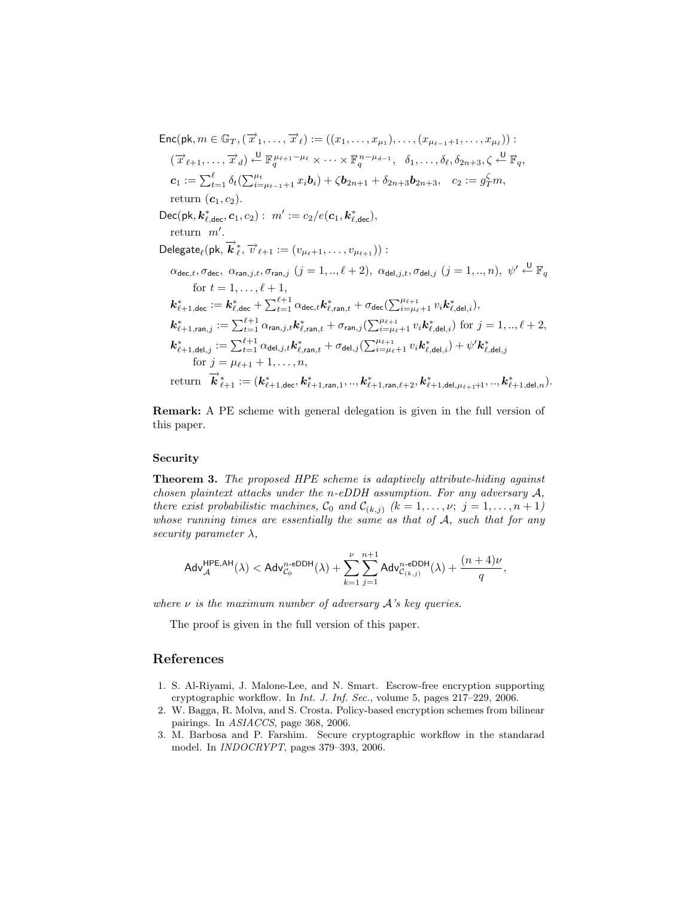$\mathsf{Enc}(\mathsf{pk}, m \in \mathbb{G}_T, (\overrightarrow{x}_1, \ldots, \overrightarrow{x}_\ell) := ((x_1, \ldots, x_{\mu_1}), \ldots, (x_{\mu_{\ell-1}+1}, \ldots, x_{\mu_\ell}))$ :

$(\overrightarrow{x}_{\ell+1}, \ldots, \overrightarrow{x}_d) \xleftarrow{\mathsf{U}} \mathbb{F}_q^{\mu_{\ell+1}-\mu_\ell} \times \cdots \times \mathbb{F}_q^{n-\mu_{d-1}}, \quad \delta_1, \ldots, \delta_\ell, \delta_{2n+3}, \zeta \xleftarrow{\mathsf{U}} \mathbb{F}_q,$

$\boldsymbol{c}_1 := \sum_{t=1}^{\ell} \delta_t (\sum_{i=\mu_{t-1}+1}^{\mu_t} x_i \boldsymbol{b}_i) + \zeta \boldsymbol{b}_{2n+1} + \delta_{2n+3} \boldsymbol{b}_{2n+3}, \quad c_2 := g_T^{\zeta} m,$

return $(\boldsymbol{c}_1, c_2)$.

$\mathsf{Dec}(\mathsf{pk}, \boldsymbol{k}^*_{\ell,\mathsf{dec}}, \boldsymbol{c}_1, c_2) : \ m' := c_2 / e(\boldsymbol{c}_1, \boldsymbol{k}^*_{\ell,\mathsf{dec}}),$

return $m'$.

$\mathsf{Delegate}_\ell(\mathsf{pk}, \overrightarrow{\boldsymbol{k}}^*_\ell, \overrightarrow{v}_{\ell+1} := (v_{\mu_\ell+1}, \ldots, v_{\mu_{\ell+1}}))$ :

$\alpha_{\mathsf{dec},t}, \sigma_{\mathsf{dec}}, \ \alpha_{\mathsf{ran},j,t}, \sigma_{\mathsf{ran},j} \ (j = 1, .., \ell+2), \ \alpha_{\mathsf{del},j,t}, \sigma_{\mathsf{del},j} \ (j = 1, .., n), \ \psi' \xleftarrow{\mathsf{U}} \mathbb{F}_q$ for $t = 1, \ldots, \ell+1$,

$\boldsymbol{k}^*_{\ell+1,\mathsf{dec}} := \boldsymbol{k}^*_{\ell,\mathsf{dec}} + \sum_{t=1}^{\ell+1} \alpha_{\mathsf{dec},t} \boldsymbol{k}^*_{\ell,\mathsf{ran},t} + \sigma_{\mathsf{dec}} (\sum_{i=\mu_\ell+1}^{\mu_{\ell+1}} v_i \boldsymbol{k}^*_{\ell,\mathsf{del},i}),$

$\boldsymbol{k}^*_{\ell+1,\mathsf{ran},j} := \sum_{t=1}^{\ell+1} \alpha_{\mathsf{ran},j,t} \boldsymbol{k}^*_{\ell,\mathsf{ran},t} + \sigma_{\mathsf{ran},j} (\sum_{i=\mu_\ell+1}^{\mu_{\ell+1}} v_i \boldsymbol{k}^*_{\ell,\mathsf{del},i})$ for $j = 1, .., \ell+2$,

$\boldsymbol{k}^*_{\ell+1,\mathsf{del},j} := \sum_{t=1}^{\ell+1} \alpha_{\mathsf{del},j,t} \boldsymbol{k}^*_{\ell,\mathsf{ran},t} + \sigma_{\mathsf{del},j} (\sum_{i=\mu_\ell+1}^{\mu_{\ell+1}} v_i \boldsymbol{k}^*_{\ell,\mathsf{del},i}) + \psi' \boldsymbol{k}^*_{\ell,\mathsf{del},j}$ for $j = \mu_{\ell+1}+1, \ldots, n$,

return $\overrightarrow{\boldsymbol{k}}^*_{\ell+1} := (\boldsymbol{k}^*_{\ell+1,\mathsf{dec}}, \boldsymbol{k}^*_{\ell+1,\mathsf{ran},1}, .., \boldsymbol{k}^*_{\ell+1,\mathsf{ran},\ell+2}, \boldsymbol{k}^*_{\ell+1,\mathsf{del},\mu_{\ell+1}+1}, .., \boldsymbol{k}^*_{\ell+1,\mathsf{del},n})$.

**Remark:** A PE scheme with general delegation is given in the full version of this paper.

#### Security

**Theorem 3.** *The proposed HPE scheme is adaptively attribute-hiding against chosen plaintext attacks under the $n$-eDDH assumption. For any adversary $\mathcal{A}$, there exist probabilistic machines, $\mathcal{C}_0$ and $\mathcal{C}_{(k,j)}$ $(k = 1, \ldots, \nu; \ j = 1, \ldots, n+1)$ whose running times are essentially the same as that of $\mathcal{A}$, such that for any security parameter $\lambda$,*

$$\mathsf{Adv}_{\mathcal{A}}^{\mathsf{HPE,AH}}(\lambda) < \mathsf{Adv}_{\mathcal{C}_0}^{n\text{-}\mathsf{eDDH}}(\lambda) + \sum_{k=1}^{\nu} \sum_{j=1}^{n+1} \mathsf{Adv}_{\mathcal{C}_{(k,j)}}^{n\text{-}\mathsf{eDDH}}(\lambda) + \frac{(n+4)\nu}{q},$$

*where $\nu$ is the maximum number of adversary $\mathcal{A}$'s key queries.*

The proof is given in the full version of this paper.

## References

1. S. Al-Riyami, J. Malone-Lee, and N. Smart. Escrow-free encryption supporting cryptographic workflow. In *Int. J. Inf. Sec.*, volume 5, pages 217–229, 2006.
2. W. Bagga, R. Molva, and S. Crosta. Policy-based encryption schemes from bilinear pairings. In *ASIACCS*, page 368, 2006.
3. M. Barbosa and P. Farshim. Secure cryptographic workflow in the standarad model. In *INDOCRYPT*, pages 379–393, 2006.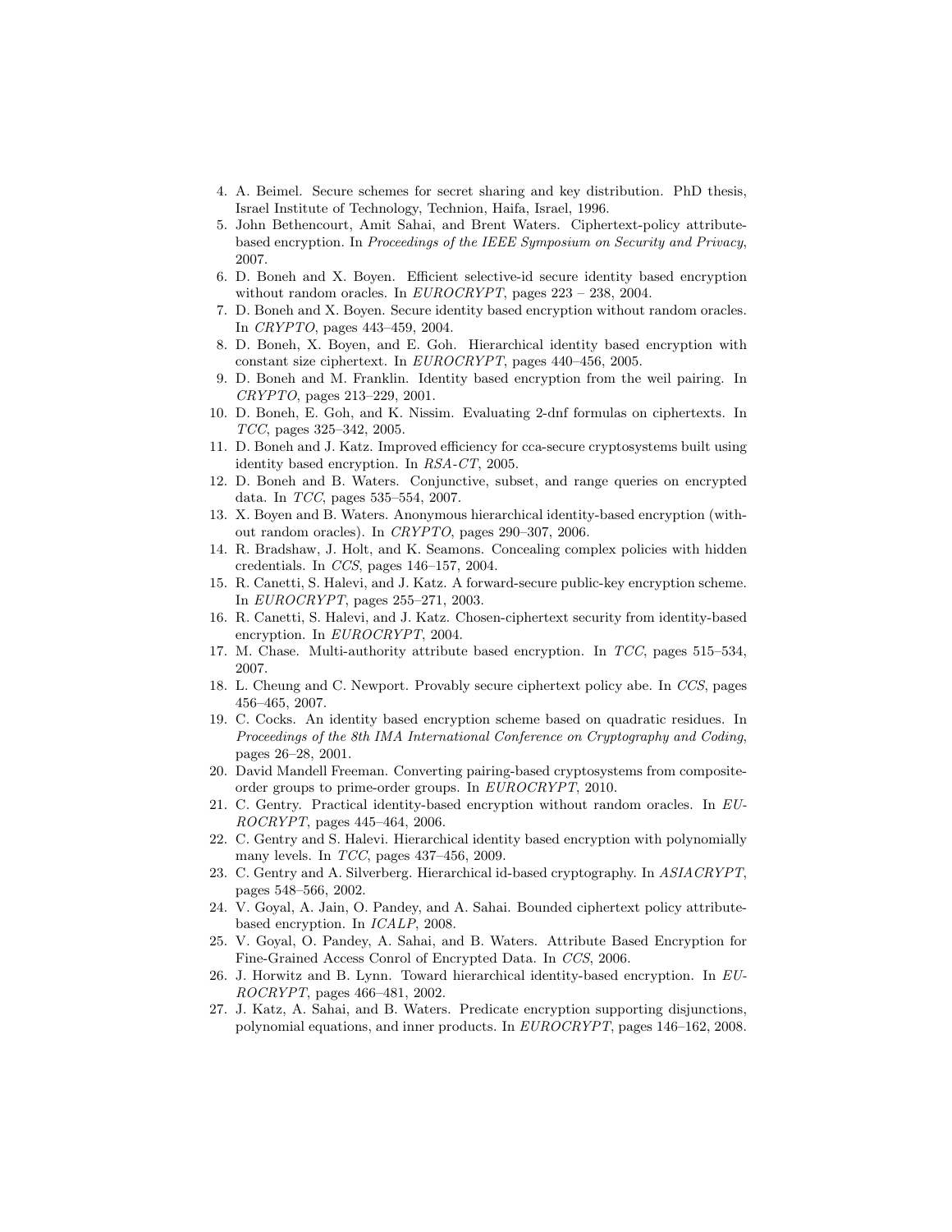4. A. Beimel. Secure schemes for secret sharing and key distribution. PhD thesis, Israel Institute of Technology, Technion, Haifa, Israel, 1996.
5. John Bethencourt, Amit Sahai, and Brent Waters. Ciphertext-policy attribute-based encryption. In *Proceedings of the IEEE Symposium on Security and Privacy*, 2007.
6. D. Boneh and X. Boyen. Efficient selective-id secure identity based encryption without random oracles. In *EUROCRYPT*, pages 223 – 238, 2004.
7. D. Boneh and X. Boyen. Secure identity based encryption without random oracles. In *CRYPTO*, pages 443–459, 2004.
8. D. Boneh, X. Boyen, and E. Goh. Hierarchical identity based encryption with constant size ciphertext. In *EUROCRYPT*, pages 440–456, 2005.
9. D. Boneh and M. Franklin. Identity based encryption from the weil pairing. In *CRYPTO*, pages 213–229, 2001.
10. D. Boneh, E. Goh, and K. Nissim. Evaluating 2-dnf formulas on ciphertexts. In *TCC*, pages 325–342, 2005.
11. D. Boneh and J. Katz. Improved efficiency for cca-secure cryptosystems built using identity based encryption. In *RSA-CT*, 2005.
12. D. Boneh and B. Waters. Conjunctive, subset, and range queries on encrypted data. In *TCC*, pages 535–554, 2007.
13. X. Boyen and B. Waters. Anonymous hierarchical identity-based encryption (without random oracles). In *CRYPTO*, pages 290–307, 2006.
14. R. Bradshaw, J. Holt, and K. Seamons. Concealing complex policies with hidden credentials. In *CCS*, pages 146–157, 2004.
15. R. Canetti, S. Halevi, and J. Katz. A forward-secure public-key encryption scheme. In *EUROCRYPT*, pages 255–271, 2003.
16. R. Canetti, S. Halevi, and J. Katz. Chosen-ciphertext security from identity-based encryption. In *EUROCRYPT*, 2004.
17. M. Chase. Multi-authority attribute based encryption. In *TCC*, pages 515–534, 2007.
18. L. Cheung and C. Newport. Provably secure ciphertext policy abe. In *CCS*, pages 456–465, 2007.
19. C. Cocks. An identity based encryption scheme based on quadratic residues. In *Proceedings of the 8th IMA International Conference on Cryptography and Coding*, pages 26–28, 2001.
20. David Mandell Freeman. Converting pairing-based cryptosystems from composite-order groups to prime-order groups. In *EUROCRYPT*, 2010.
21. C. Gentry. Practical identity-based encryption without random oracles. In *EUROCRYPT*, pages 445–464, 2006.
22. C. Gentry and S. Halevi. Hierarchical identity based encryption with polynomially many levels. In *TCC*, pages 437–456, 2009.
23. C. Gentry and A. Silverberg. Hierarchical id-based cryptography. In *ASIACRYPT*, pages 548–566, 2002.
24. V. Goyal, A. Jain, O. Pandey, and A. Sahai. Bounded ciphertext policy attribute-based encryption. In *ICALP*, 2008.
25. V. Goyal, O. Pandey, A. Sahai, and B. Waters. Attribute Based Encryption for Fine-Grained Access Conrol of Encrypted Data. In *CCS*, 2006.
26. J. Horwitz and B. Lynn. Toward hierarchical identity-based encryption. In *EUROCRYPT*, pages 466–481, 2002.
27. J. Katz, A. Sahai, and B. Waters. Predicate encryption supporting disjunctions, polynomial equations, and inner products. In *EUROCRYPT*, pages 146–162, 2008.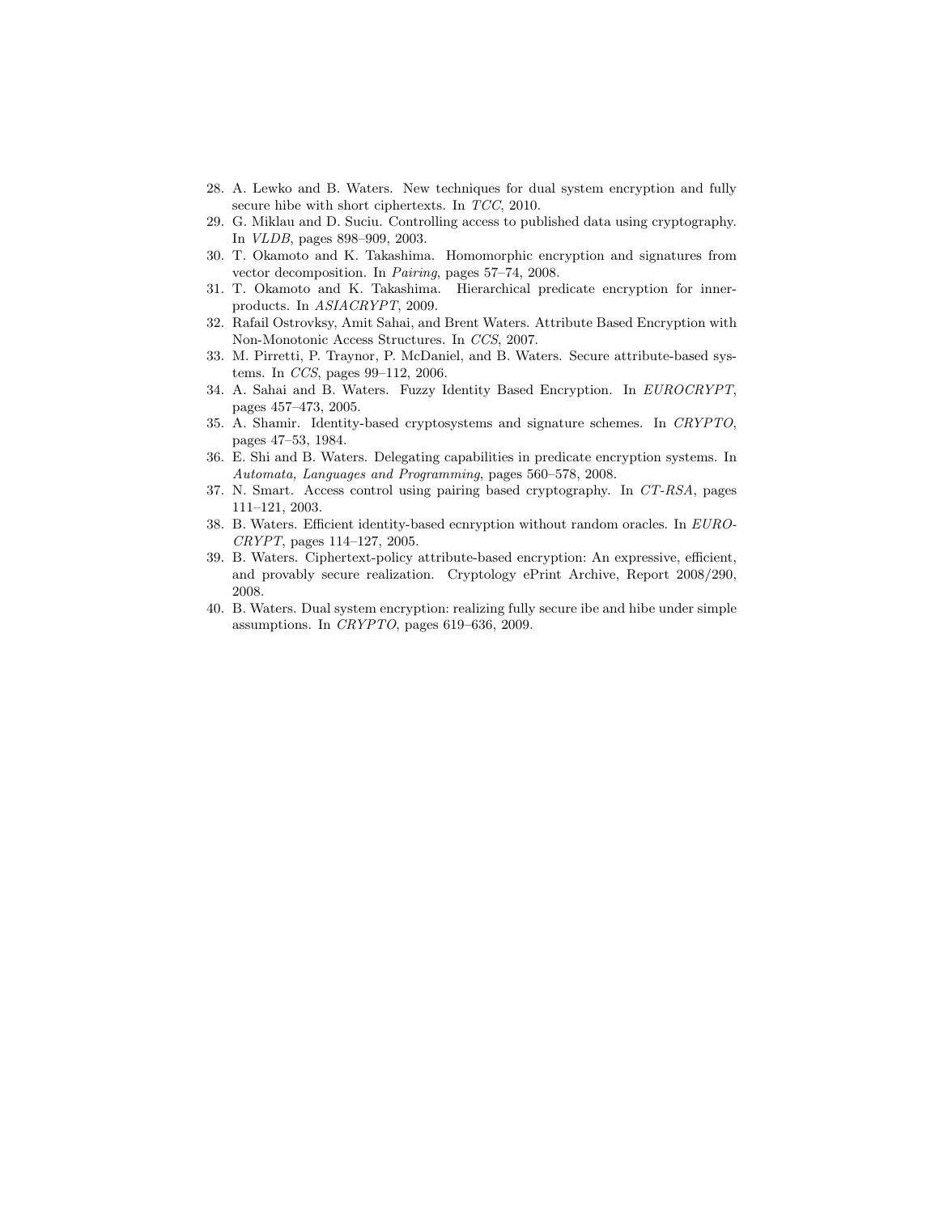28. A. Lewko and B. Waters. New techniques for dual system encryption and fully secure hibe with short ciphertexts. In *TCC*, 2010.
29. G. Miklau and D. Suciu. Controlling access to published data using cryptography. In *VLDB*, pages 898–909, 2003.
30. T. Okamoto and K. Takashima. Homomorphic encryption and signatures from vector decomposition. In *Pairing*, pages 57–74, 2008.
31. T. Okamoto and K. Takashima. Hierarchical predicate encryption for inner-products. In *ASIACRYPT*, 2009.
32. Rafail Ostrovksy, Amit Sahai, and Brent Waters. Attribute Based Encryption with Non-Monotonic Access Structures. In *CCS*, 2007.
33. M. Pirretti, P. Traynor, P. McDaniel, and B. Waters. Secure attribute-based systems. In *CCS*, pages 99–112, 2006.
34. A. Sahai and B. Waters. Fuzzy Identity Based Encryption. In *EUROCRYPT*, pages 457–473, 2005.
35. A. Shamir. Identity-based cryptosystems and signature schemes. In *CRYPTO*, pages 47–53, 1984.
36. E. Shi and B. Waters. Delegating capabilities in predicate encryption systems. In *Automata, Languages and Programming*, pages 560–578, 2008.
37. N. Smart. Access control using pairing based cryptography. In *CT-RSA*, pages 111–121, 2003.
38. B. Waters. Efficient identity-based ecnryption without random oracles. In *EUROCRYPT*, pages 114–127, 2005.
39. B. Waters. Ciphertext-policy attribute-based encryption: An expressive, efficient, and provably secure realization. Cryptology ePrint Archive, Report 2008/290, 2008.
40. B. Waters. Dual system encryption: realizing fully secure ibe and hibe under simple assumptions. In *CRYPTO*, pages 619–636, 2009.